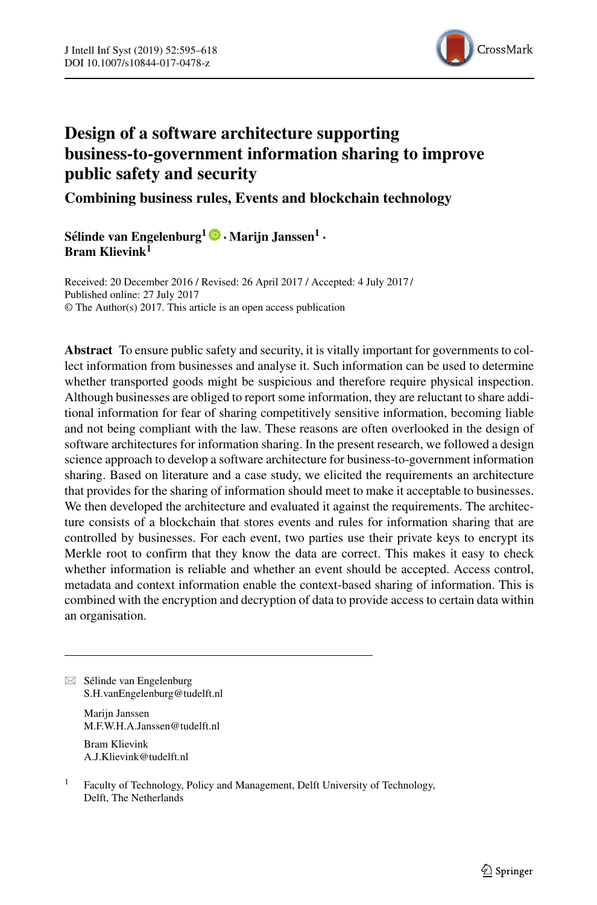# Design of a software architecture supporting business-to-government information sharing to improve public safety and security

## Combining business rules, Events and blockchain technology

**Sélinde van Engelenburg[1] · Marijn Janssen[1] · Bram Klievink[1]**

Received: 20 December 2016 / Revised: 26 April 2017 / Accepted: 4 July 2017 /
Published online: 27 July 2017
© The Author(s) 2017. This article is an open access publication

**Abstract** To ensure public safety and security, it is vitally important for governments to collect information from businesses and analyse it. Such information can be used to determine whether transported goods might be suspicious and therefore require physical inspection. Although businesses are obliged to report some information, they are reluctant to share additional information for fear of sharing competitively sensitive information, becoming liable and not being compliant with the law. These reasons are often overlooked in the design of software architectures for information sharing. In the present research, we followed a design science approach to develop a software architecture for business-to-government information sharing. Based on literature and a case study, we elicited the requirements an architecture that provides for the sharing of information should meet to make it acceptable to businesses. We then developed the architecture and evaluated it against the requirements. The architecture consists of a blockchain that stores events and rules for information sharing that are controlled by businesses. For each event, two parties use their private keys to encrypt its Merkle root to confirm that they know the data are correct. This makes it easy to check whether information is reliable and whether an event should be accepted. Access control, metadata and context information enable the context-based sharing of information. This is combined with the encryption and decryption of data to provide access to certain data within an organisation.

---

✉ Sélinde van Engelenburg
S.H.vanEngelenburg@tudelft.nl

Marijn Janssen
M.F.W.H.A.Janssen@tudelft.nl

Bram Klievink
A.J.Klievink@tudelft.nl

[1] Faculty of Technology, Policy and Management, Delft University of Technology, Delft, The Netherlands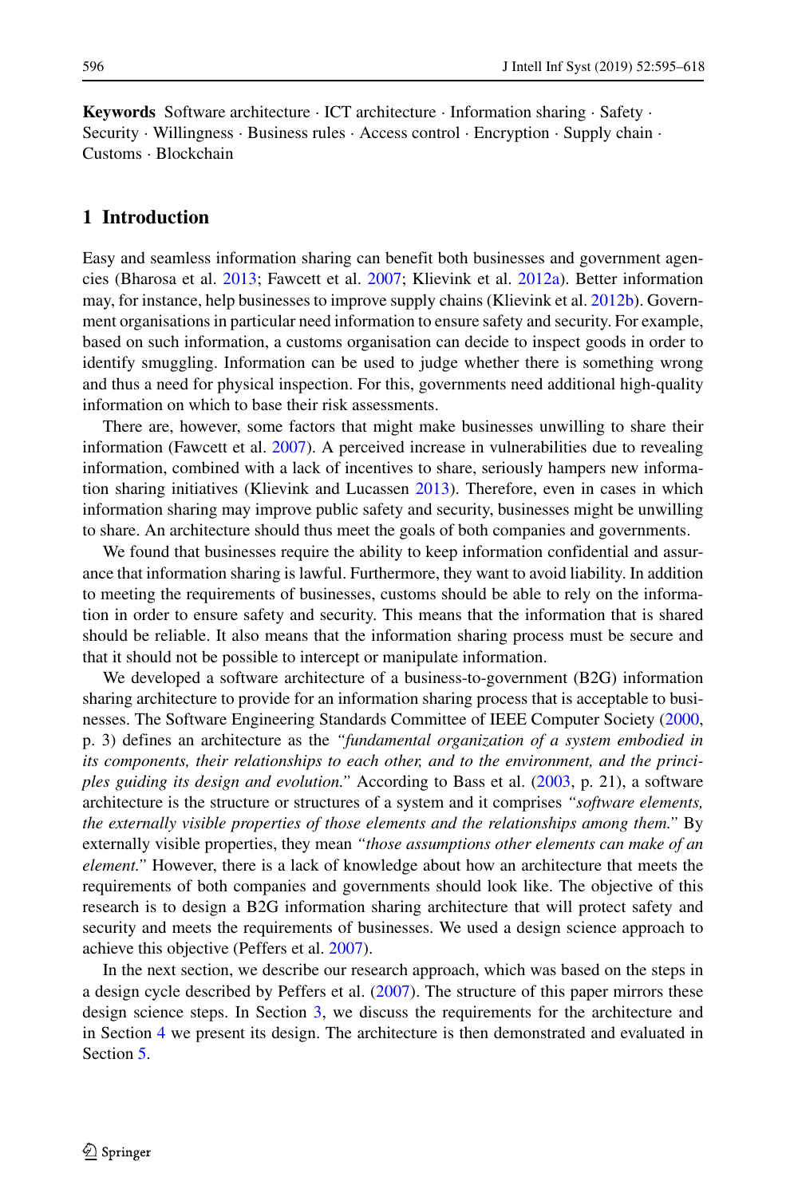**Keywords** Software architecture · ICT architecture · Information sharing · Safety · Security · Willingness · Business rules · Access control · Encryption · Supply chain · Customs · Blockchain

## 1 Introduction

Easy and seamless information sharing can benefit both businesses and government agencies (Bharosa et al. 2013; Fawcett et al. 2007; Klievink et al. 2012a). Better information may, for instance, help businesses to improve supply chains (Klievink et al. 2012b). Government organisations in particular need information to ensure safety and security. For example, based on such information, a customs organisation can decide to inspect goods in order to identify smuggling. Information can be used to judge whether there is something wrong and thus a need for physical inspection. For this, governments need additional high-quality information on which to base their risk assessments.

There are, however, some factors that might make businesses unwilling to share their information (Fawcett et al. 2007). A perceived increase in vulnerabilities due to revealing information, combined with a lack of incentives to share, seriously hampers new information sharing initiatives (Klievink and Lucassen 2013). Therefore, even in cases in which information sharing may improve public safety and security, businesses might be unwilling to share. An architecture should thus meet the goals of both companies and governments.

We found that businesses require the ability to keep information confidential and assurance that information sharing is lawful. Furthermore, they want to avoid liability. In addition to meeting the requirements of businesses, customs should be able to rely on the information in order to ensure safety and security. This means that the information that is shared should be reliable. It also means that the information sharing process must be secure and that it should not be possible to intercept or manipulate information.

We developed a software architecture of a business-to-government (B2G) information sharing architecture to provide for an information sharing process that is acceptable to businesses. The Software Engineering Standards Committee of IEEE Computer Society (2000, p. 3) defines an architecture as the *"fundamental organization of a system embodied in its components, their relationships to each other, and to the environment, and the principles guiding its design and evolution."* According to Bass et al. (2003, p. 21), a software architecture is the structure or structures of a system and it comprises *"software elements, the externally visible properties of those elements and the relationships among them."* By externally visible properties, they mean *"those assumptions other elements can make of an element."* However, there is a lack of knowledge about how an architecture that meets the requirements of both companies and governments should look like. The objective of this research is to design a B2G information sharing architecture that will protect safety and security and meets the requirements of businesses. We used a design science approach to achieve this objective (Peffers et al. 2007).

In the next section, we describe our research approach, which was based on the steps in a design cycle described by Peffers et al. (2007). The structure of this paper mirrors these design science steps. In Section 3, we discuss the requirements for the architecture and in Section 4 we present its design. The architecture is then demonstrated and evaluated in Section 5.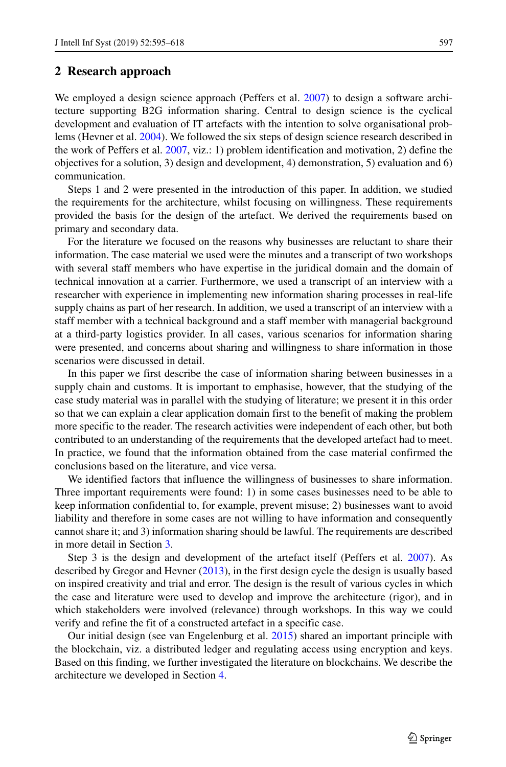## 2 Research approach

We employed a design science approach (Peffers et al. 2007) to design a software architecture supporting B2G information sharing. Central to design science is the cyclical development and evaluation of IT artefacts with the intention to solve organisational problems (Hevner et al. 2004). We followed the six steps of design science research described in the work of Peffers et al. 2007, viz.: 1) problem identification and motivation, 2) define the objectives for a solution, 3) design and development, 4) demonstration, 5) evaluation and 6) communication.

Steps 1 and 2 were presented in the introduction of this paper. In addition, we studied the requirements for the architecture, whilst focusing on willingness. These requirements provided the basis for the design of the artefact. We derived the requirements based on primary and secondary data.

For the literature we focused on the reasons why businesses are reluctant to share their information. The case material we used were the minutes and a transcript of two workshops with several staff members who have expertise in the juridical domain and the domain of technical innovation at a carrier. Furthermore, we used a transcript of an interview with a researcher with experience in implementing new information sharing processes in real-life supply chains as part of her research. In addition, we used a transcript of an interview with a staff member with a technical background and a staff member with managerial background at a third-party logistics provider. In all cases, various scenarios for information sharing were presented, and concerns about sharing and willingness to share information in those scenarios were discussed in detail.

In this paper we first describe the case of information sharing between businesses in a supply chain and customs. It is important to emphasise, however, that the studying of the case study material was in parallel with the studying of literature; we present it in this order so that we can explain a clear application domain first to the benefit of making the problem more specific to the reader. The research activities were independent of each other, but both contributed to an understanding of the requirements that the developed artefact had to meet. In practice, we found that the information obtained from the case material confirmed the conclusions based on the literature, and vice versa.

We identified factors that influence the willingness of businesses to share information. Three important requirements were found: 1) in some cases businesses need to be able to keep information confidential to, for example, prevent misuse; 2) businesses want to avoid liability and therefore in some cases are not willing to have information and consequently cannot share it; and 3) information sharing should be lawful. The requirements are described in more detail in Section 3.

Step 3 is the design and development of the artefact itself (Peffers et al. 2007). As described by Gregor and Hevner (2013), in the first design cycle the design is usually based on inspired creativity and trial and error. The design is the result of various cycles in which the case and literature were used to develop and improve the architecture (rigor), and in which stakeholders were involved (relevance) through workshops. In this way we could verify and refine the fit of a constructed artefact in a specific case.

Our initial design (see van Engelenburg et al. 2015) shared an important principle with the blockchain, viz. a distributed ledger and regulating access using encryption and keys. Based on this finding, we further investigated the literature on blockchains. We describe the architecture we developed in Section 4.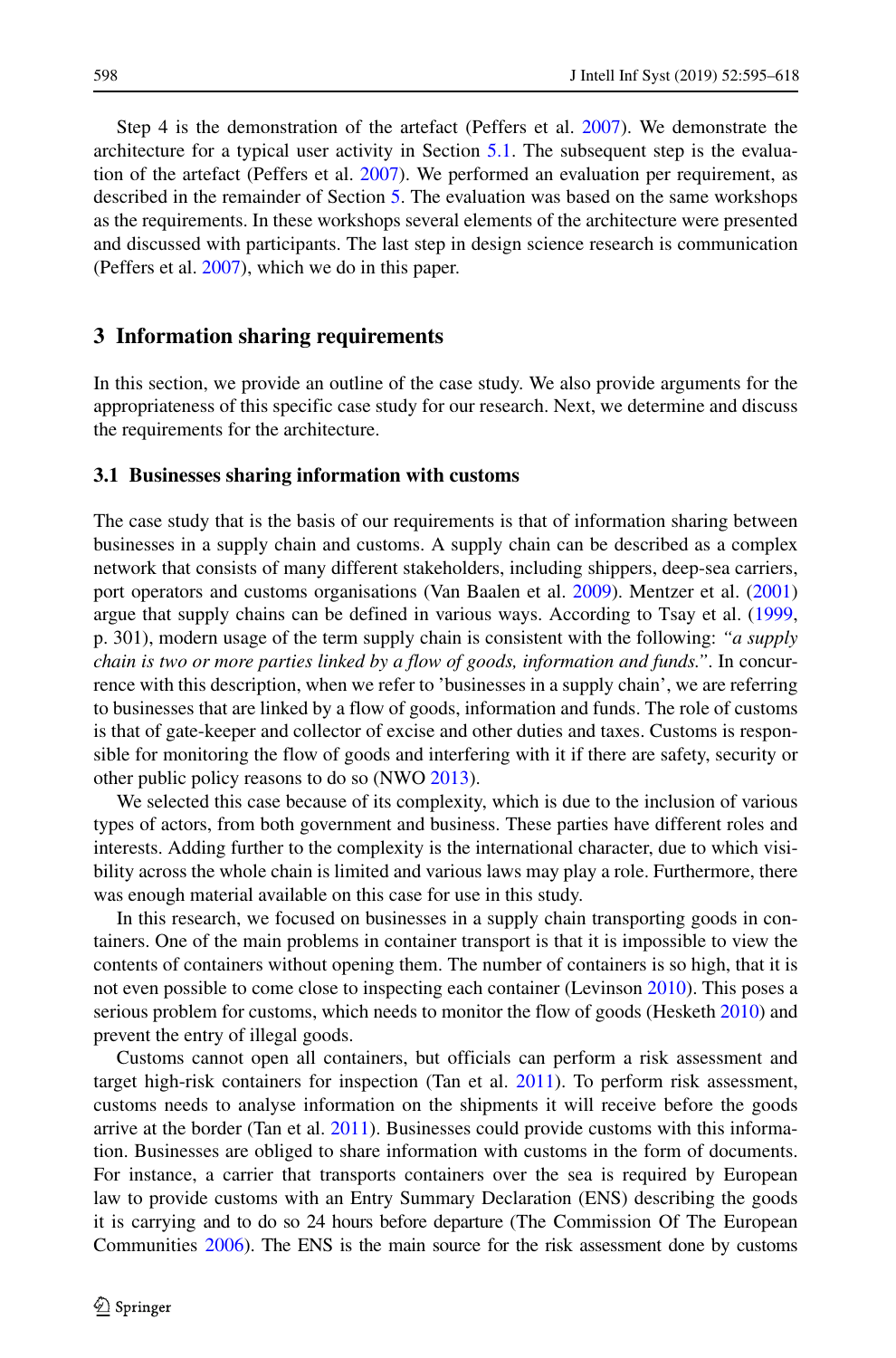Step 4 is the demonstration of the artefact (Peffers et al. 2007). We demonstrate the architecture for a typical user activity in Section 5.1. The subsequent step is the evaluation of the artefact (Peffers et al. 2007). We performed an evaluation per requirement, as described in the remainder of Section 5. The evaluation was based on the same workshops as the requirements. In these workshops several elements of the architecture were presented and discussed with participants. The last step in design science research is communication (Peffers et al. 2007), which we do in this paper.

## 3 Information sharing requirements

In this section, we provide an outline of the case study. We also provide arguments for the appropriateness of this specific case study for our research. Next, we determine and discuss the requirements for the architecture.

### 3.1 Businesses sharing information with customs

The case study that is the basis of our requirements is that of information sharing between businesses in a supply chain and customs. A supply chain can be described as a complex network that consists of many different stakeholders, including shippers, deep-sea carriers, port operators and customs organisations (Van Baalen et al. 2009). Mentzer et al. (2001) argue that supply chains can be defined in various ways. According to Tsay et al. (1999, p. 301), modern usage of the term supply chain is consistent with the following: *"a supply chain is two or more parties linked by a flow of goods, information and funds."*. In concurrence with this description, when we refer to 'businesses in a supply chain', we are referring to businesses that are linked by a flow of goods, information and funds. The role of customs is that of gate-keeper and collector of excise and other duties and taxes. Customs is responsible for monitoring the flow of goods and interfering with it if there are safety, security or other public policy reasons to do so (NWO 2013).

We selected this case because of its complexity, which is due to the inclusion of various types of actors, from both government and business. These parties have different roles and interests. Adding further to the complexity is the international character, due to which visibility across the whole chain is limited and various laws may play a role. Furthermore, there was enough material available on this case for use in this study.

In this research, we focused on businesses in a supply chain transporting goods in containers. One of the main problems in container transport is that it is impossible to view the contents of containers without opening them. The number of containers is so high, that it is not even possible to come close to inspecting each container (Levinson 2010). This poses a serious problem for customs, which needs to monitor the flow of goods (Hesketh 2010) and prevent the entry of illegal goods.

Customs cannot open all containers, but officials can perform a risk assessment and target high-risk containers for inspection (Tan et al. 2011). To perform risk assessment, customs needs to analyse information on the shipments it will receive before the goods arrive at the border (Tan et al. 2011). Businesses could provide customs with this information. Businesses are obliged to share information with customs in the form of documents. For instance, a carrier that transports containers over the sea is required by European law to provide customs with an Entry Summary Declaration (ENS) describing the goods it is carrying and to do so 24 hours before departure (The Commission Of The European Communities 2006). The ENS is the main source for the risk assessment done by customs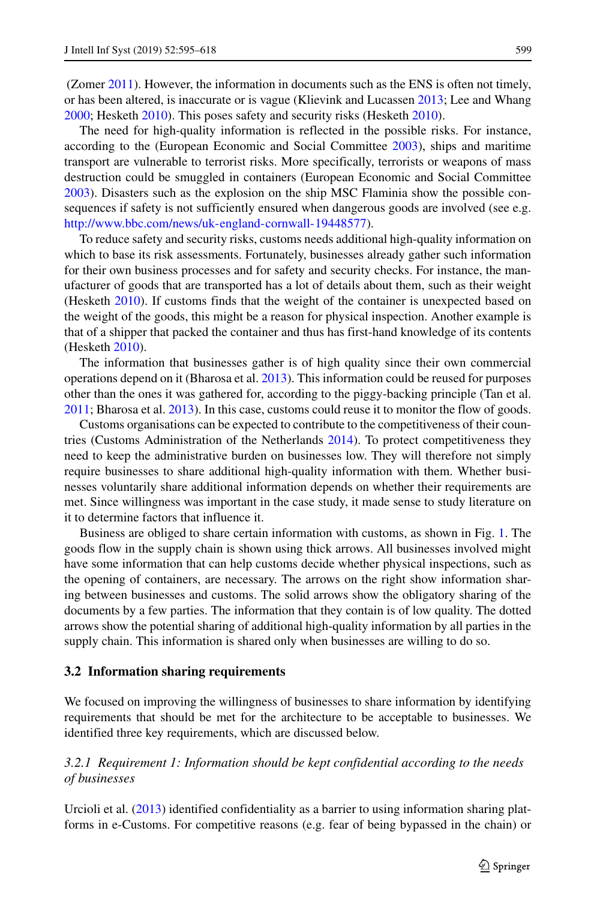(Zomer 2011). However, the information in documents such as the ENS is often not timely, or has been altered, is inaccurate or is vague (Klievink and Lucassen 2013; Lee and Whang 2000; Hesketh 2010). This poses safety and security risks (Hesketh 2010).

The need for high-quality information is reflected in the possible risks. For instance, according to the (European Economic and Social Committee 2003), ships and maritime transport are vulnerable to terrorist risks. More specifically, terrorists or weapons of mass destruction could be smuggled in containers (European Economic and Social Committee 2003). Disasters such as the explosion on the ship MSC Flaminia show the possible consequences if safety is not sufficiently ensured when dangerous goods are involved (see e.g. http://www.bbc.com/news/uk-england-cornwall-19448577).

To reduce safety and security risks, customs needs additional high-quality information on which to base its risk assessments. Fortunately, businesses already gather such information for their own business processes and for safety and security checks. For instance, the manufacturer of goods that are transported has a lot of details about them, such as their weight (Hesketh 2010). If customs finds that the weight of the container is unexpected based on the weight of the goods, this might be a reason for physical inspection. Another example is that of a shipper that packed the container and thus has first-hand knowledge of its contents (Hesketh 2010).

The information that businesses gather is of high quality since their own commercial operations depend on it (Bharosa et al. 2013). This information could be reused for purposes other than the ones it was gathered for, according to the piggy-backing principle (Tan et al. 2011; Bharosa et al. 2013). In this case, customs could reuse it to monitor the flow of goods.

Customs organisations can be expected to contribute to the competitiveness of their countries (Customs Administration of the Netherlands 2014). To protect competitiveness they need to keep the administrative burden on businesses low. They will therefore not simply require businesses to share additional high-quality information with them. Whether businesses voluntarily share additional information depends on whether their requirements are met. Since willingness was important in the case study, it made sense to study literature on it to determine factors that influence it.

Business are obliged to share certain information with customs, as shown in Fig. 1. The goods flow in the supply chain is shown using thick arrows. All businesses involved might have some information that can help customs decide whether physical inspections, such as the opening of containers, are necessary. The arrows on the right show information sharing between businesses and customs. The solid arrows show the obligatory sharing of the documents by a few parties. The information that they contain is of low quality. The dotted arrows show the potential sharing of additional high-quality information by all parties in the supply chain. This information is shared only when businesses are willing to do so.

### 3.2 Information sharing requirements

We focused on improving the willingness of businesses to share information by identifying requirements that should be met for the architecture to be acceptable to businesses. We identified three key requirements, which are discussed below.

#### *3.2.1 Requirement 1: Information should be kept confidential according to the needs of businesses*

Urcioli et al. (2013) identified confidentiality as a barrier to using information sharing platforms in e-Customs. For competitive reasons (e.g. fear of being bypassed in the chain) or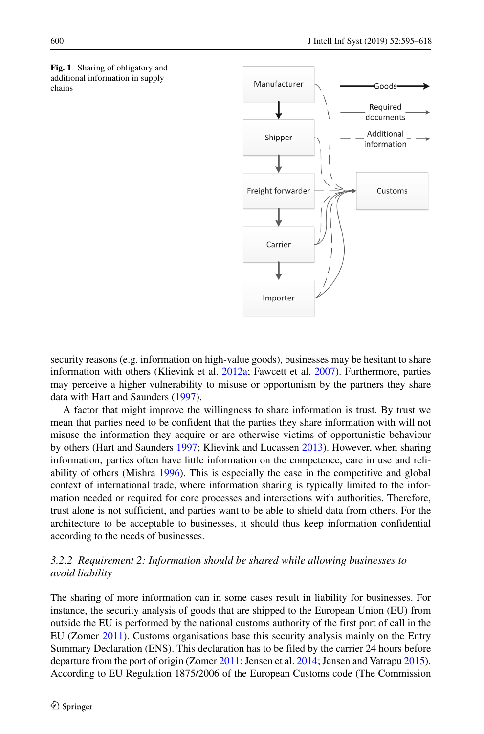**Fig. 1** Sharing of obligatory and additional information in supply chains

security reasons (e.g. information on high-value goods), businesses may be hesitant to share information with others (Klievink et al. 2012a; Fawcett et al. 2007). Furthermore, parties may perceive a higher vulnerability to misuse or opportunism by the partners they share data with Hart and Saunders (1997).

A factor that might improve the willingness to share information is trust. By trust we mean that parties need to be confident that the parties they share information with will not misuse the information they acquire or are otherwise victims of opportunistic behaviour by others (Hart and Saunders 1997; Klievink and Lucassen 2013). However, when sharing information, parties often have little information on the competence, care in use and reliability of others (Mishra 1996). This is especially the case in the competitive and global context of international trade, where information sharing is typically limited to the information needed or required for core processes and interactions with authorities. Therefore, trust alone is not sufficient, and parties want to be able to shield data from others. For the architecture to be acceptable to businesses, it should thus keep information confidential according to the needs of businesses.

#### *3.2.2 Requirement 2: Information should be shared while allowing businesses to avoid liability*

The sharing of more information can in some cases result in liability for businesses. For instance, the security analysis of goods that are shipped to the European Union (EU) from outside the EU is performed by the national customs authority of the first port of call in the EU (Zomer 2011). Customs organisations base this security analysis mainly on the Entry Summary Declaration (ENS). This declaration has to be filed by the carrier 24 hours before departure from the port of origin (Zomer 2011; Jensen et al. 2014; Jensen and Vatrapu 2015). According to EU Regulation 1875/2006 of the European Customs code (The Commission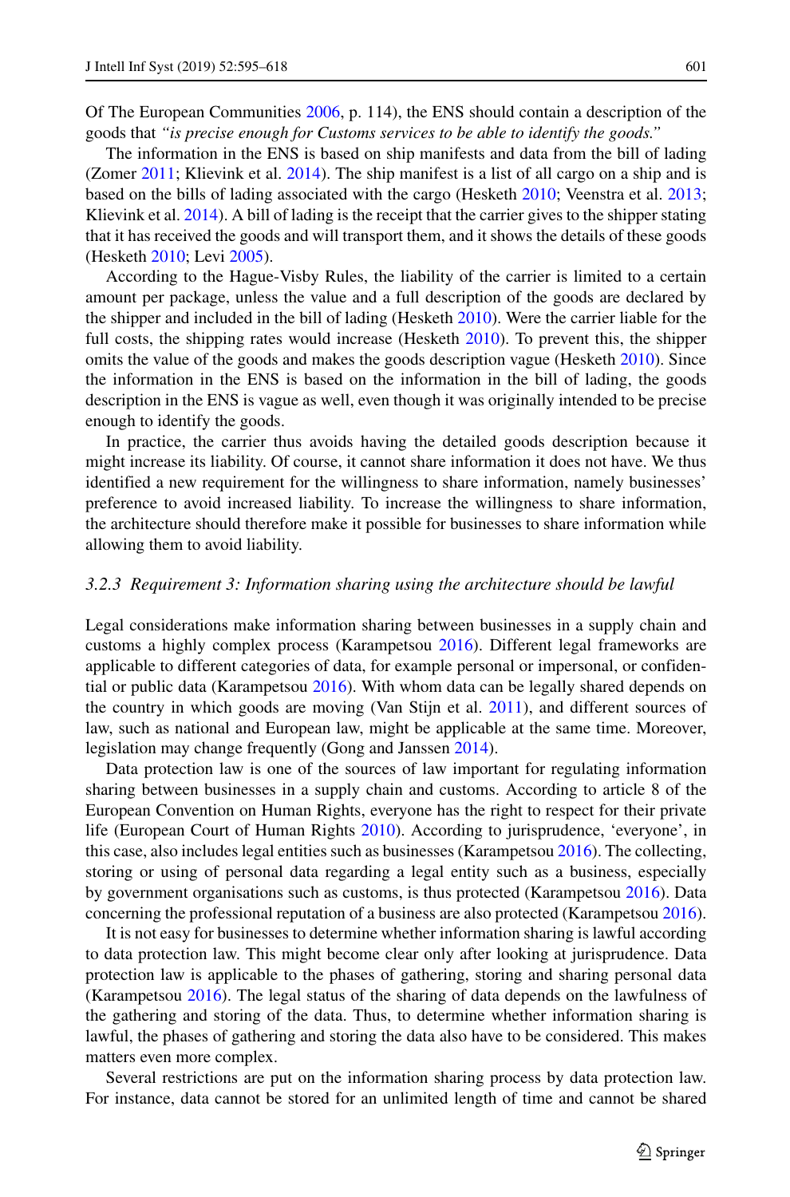Of The European Communities 2006, p. 114), the ENS should contain a description of the goods that *"is precise enough for Customs services to be able to identify the goods."*

The information in the ENS is based on ship manifests and data from the bill of lading (Zomer 2011; Klievink et al. 2014). The ship manifest is a list of all cargo on a ship and is based on the bills of lading associated with the cargo (Hesketh 2010; Veenstra et al. 2013; Klievink et al. 2014). A bill of lading is the receipt that the carrier gives to the shipper stating that it has received the goods and will transport them, and it shows the details of these goods (Hesketh 2010; Levi 2005).

According to the Hague-Visby Rules, the liability of the carrier is limited to a certain amount per package, unless the value and a full description of the goods are declared by the shipper and included in the bill of lading (Hesketh 2010). Were the carrier liable for the full costs, the shipping rates would increase (Hesketh 2010). To prevent this, the shipper omits the value of the goods and makes the goods description vague (Hesketh 2010). Since the information in the ENS is based on the information in the bill of lading, the goods description in the ENS is vague as well, even though it was originally intended to be precise enough to identify the goods.

In practice, the carrier thus avoids having the detailed goods description because it might increase its liability. Of course, it cannot share information it does not have. We thus identified a new requirement for the willingness to share information, namely businesses' preference to avoid increased liability. To increase the willingness to share information, the architecture should therefore make it possible for businesses to share information while allowing them to avoid liability.

#### *3.2.3 Requirement 3: Information sharing using the architecture should be lawful*

Legal considerations make information sharing between businesses in a supply chain and customs a highly complex process (Karampetsou 2016). Different legal frameworks are applicable to different categories of data, for example personal or impersonal, or confidential or public data (Karampetsou 2016). With whom data can be legally shared depends on the country in which goods are moving (Van Stijn et al. 2011), and different sources of law, such as national and European law, might be applicable at the same time. Moreover, legislation may change frequently (Gong and Janssen 2014).

Data protection law is one of the sources of law important for regulating information sharing between businesses in a supply chain and customs. According to article 8 of the European Convention on Human Rights, everyone has the right to respect for their private life (European Court of Human Rights 2010). According to jurisprudence, 'everyone', in this case, also includes legal entities such as businesses (Karampetsou 2016). The collecting, storing or using of personal data regarding a legal entity such as a business, especially by government organisations such as customs, is thus protected (Karampetsou 2016). Data concerning the professional reputation of a business are also protected (Karampetsou 2016).

It is not easy for businesses to determine whether information sharing is lawful according to data protection law. This might become clear only after looking at jurisprudence. Data protection law is applicable to the phases of gathering, storing and sharing personal data (Karampetsou 2016). The legal status of the sharing of data depends on the lawfulness of the gathering and storing of the data. Thus, to determine whether information sharing is lawful, the phases of gathering and storing the data also have to be considered. This makes matters even more complex.

Several restrictions are put on the information sharing process by data protection law. For instance, data cannot be stored for an unlimited length of time and cannot be shared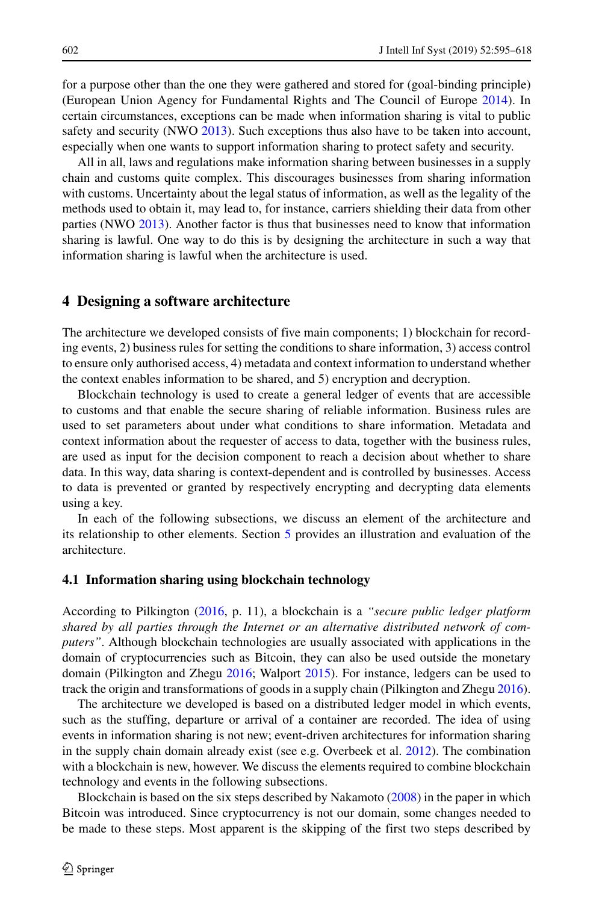for a purpose other than the one they were gathered and stored for (goal-binding principle) (European Union Agency for Fundamental Rights and The Council of Europe 2014). In certain circumstances, exceptions can be made when information sharing is vital to public safety and security (NWO 2013). Such exceptions thus also have to be taken into account, especially when one wants to support information sharing to protect safety and security.

All in all, laws and regulations make information sharing between businesses in a supply chain and customs quite complex. This discourages businesses from sharing information with customs. Uncertainty about the legal status of information, as well as the legality of the methods used to obtain it, may lead to, for instance, carriers shielding their data from other parties (NWO 2013). Another factor is thus that businesses need to know that information sharing is lawful. One way to do this is by designing the architecture in such a way that information sharing is lawful when the architecture is used.

## 4 Designing a software architecture

The architecture we developed consists of five main components; 1) blockchain for recording events, 2) business rules for setting the conditions to share information, 3) access control to ensure only authorised access, 4) metadata and context information to understand whether the context enables information to be shared, and 5) encryption and decryption.

Blockchain technology is used to create a general ledger of events that are accessible to customs and that enable the secure sharing of reliable information. Business rules are used to set parameters about under what conditions to share information. Metadata and context information about the requester of access to data, together with the business rules, are used as input for the decision component to reach a decision about whether to share data. In this way, data sharing is context-dependent and is controlled by businesses. Access to data is prevented or granted by respectively encrypting and decrypting data elements using a key.

In each of the following subsections, we discuss an element of the architecture and its relationship to other elements. Section 5 provides an illustration and evaluation of the architecture.

### 4.1 Information sharing using blockchain technology

According to Pilkington (2016, p. 11), a blockchain is a *"secure public ledger platform shared by all parties through the Internet or an alternative distributed network of computers"*. Although blockchain technologies are usually associated with applications in the domain of cryptocurrencies such as Bitcoin, they can also be used outside the monetary domain (Pilkington and Zhegu 2016; Walport 2015). For instance, ledgers can be used to track the origin and transformations of goods in a supply chain (Pilkington and Zhegu 2016).

The architecture we developed is based on a distributed ledger model in which events, such as the stuffing, departure or arrival of a container are recorded. The idea of using events in information sharing is not new; event-driven architectures for information sharing in the supply chain domain already exist (see e.g. Overbeek et al. 2012). The combination with a blockchain is new, however. We discuss the elements required to combine blockchain technology and events in the following subsections.

Blockchain is based on the six steps described by Nakamoto (2008) in the paper in which Bitcoin was introduced. Since cryptocurrency is not our domain, some changes needed to be made to these steps. Most apparent is the skipping of the first two steps described by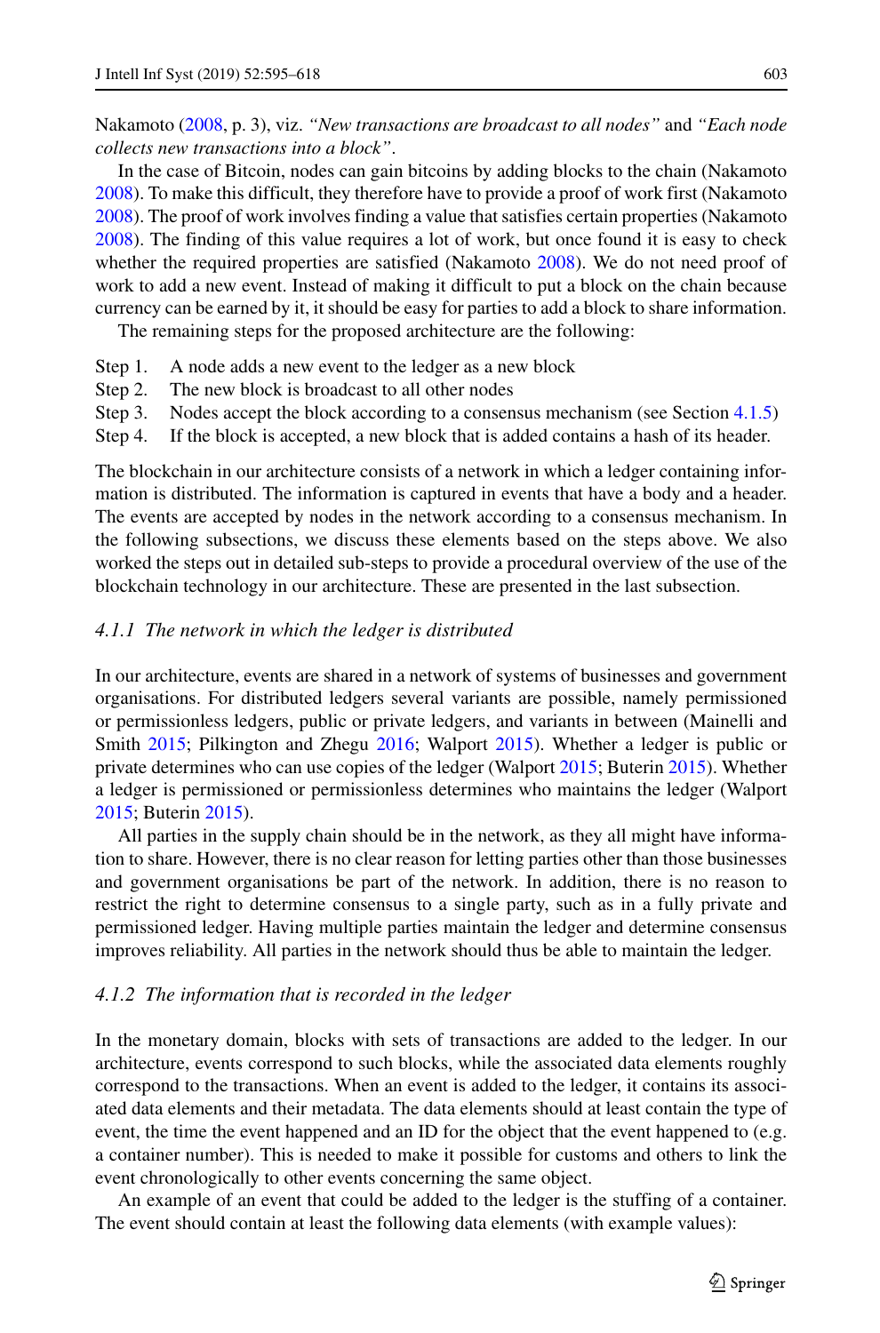Nakamoto (2008, p. 3), viz. *"New transactions are broadcast to all nodes"* and *"Each node collects new transactions into a block"*.

In the case of Bitcoin, nodes can gain bitcoins by adding blocks to the chain (Nakamoto 2008). To make this difficult, they therefore have to provide a proof of work first (Nakamoto 2008). The proof of work involves finding a value that satisfies certain properties (Nakamoto 2008). The finding of this value requires a lot of work, but once found it is easy to check whether the required properties are satisfied (Nakamoto 2008). We do not need proof of work to add a new event. Instead of making it difficult to put a block on the chain because currency can be earned by it, it should be easy for parties to add a block to share information.

The remaining steps for the proposed architecture are the following:

Step 1. A node adds a new event to the ledger as a new block
Step 2. The new block is broadcast to all other nodes
Step 3. Nodes accept the block according to a consensus mechanism (see Section 4.1.5)
Step 4. If the block is accepted, a new block that is added contains a hash of its header.

The blockchain in our architecture consists of a network in which a ledger containing information is distributed. The information is captured in events that have a body and a header. The events are accepted by nodes in the network according to a consensus mechanism. In the following subsections, we discuss these elements based on the steps above. We also worked the steps out in detailed sub-steps to provide a procedural overview of the use of the blockchain technology in our architecture. These are presented in the last subsection.

#### *4.1.1 The network in which the ledger is distributed*

In our architecture, events are shared in a network of systems of businesses and government organisations. For distributed ledgers several variants are possible, namely permissioned or permissionless ledgers, public or private ledgers, and variants in between (Mainelli and Smith 2015; Pilkington and Zhegu 2016; Walport 2015). Whether a ledger is public or private determines who can use copies of the ledger (Walport 2015; Buterin 2015). Whether a ledger is permissioned or permissionless determines who maintains the ledger (Walport 2015; Buterin 2015).

All parties in the supply chain should be in the network, as they all might have information to share. However, there is no clear reason for letting parties other than those businesses and government organisations be part of the network. In addition, there is no reason to restrict the right to determine consensus to a single party, such as in a fully private and permissioned ledger. Having multiple parties maintain the ledger and determine consensus improves reliability. All parties in the network should thus be able to maintain the ledger.

#### *4.1.2 The information that is recorded in the ledger*

In the monetary domain, blocks with sets of transactions are added to the ledger. In our architecture, events correspond to such blocks, while the associated data elements roughly correspond to the transactions. When an event is added to the ledger, it contains its associated data elements and their metadata. The data elements should at least contain the type of event, the time the event happened and an ID for the object that the event happened to (e.g. a container number). This is needed to make it possible for customs and others to link the event chronologically to other events concerning the same object.

An example of an event that could be added to the ledger is the stuffing of a container. The event should contain at least the following data elements (with example values):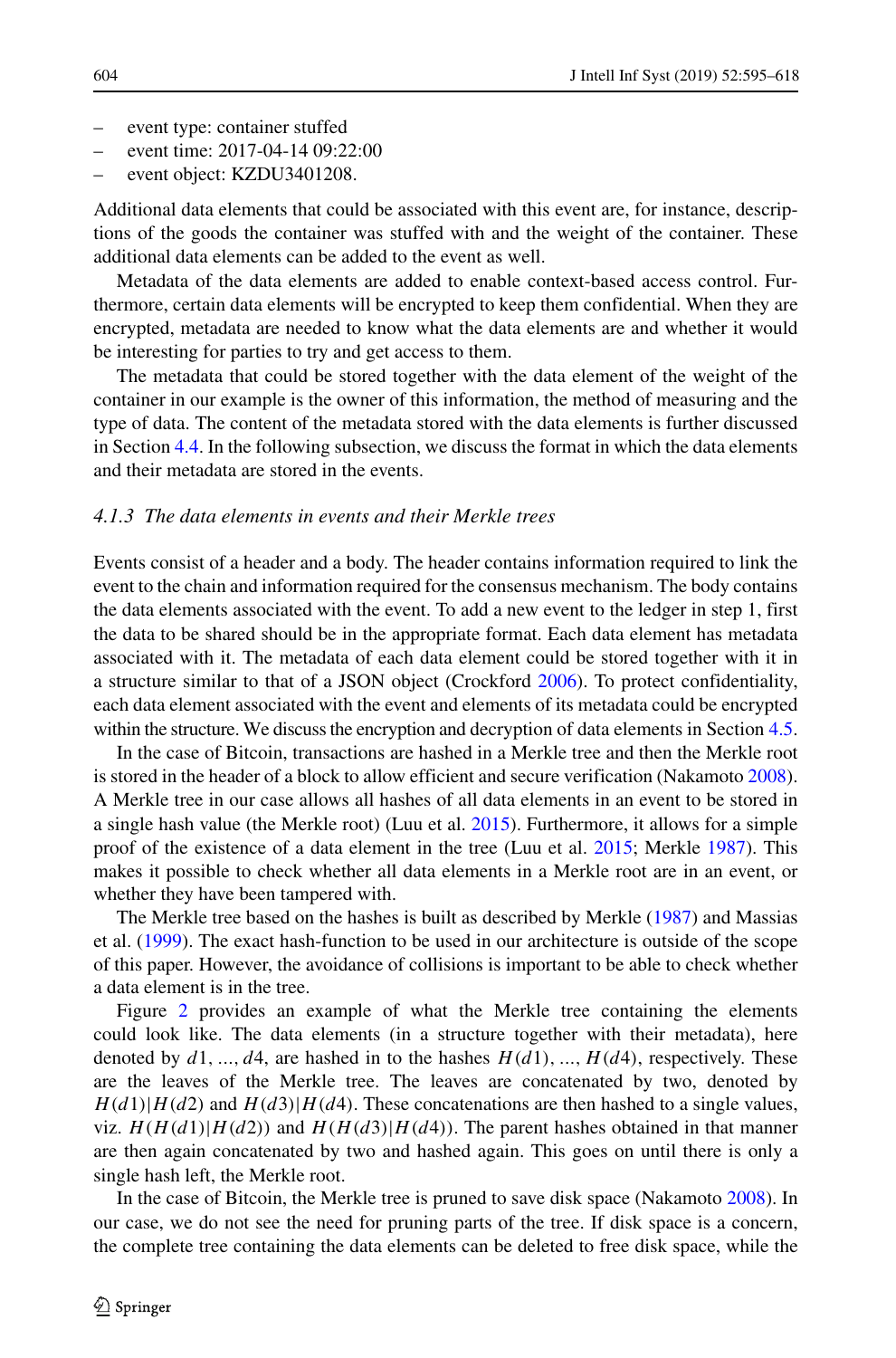- event type: container stuffed
- event time: 2017-04-14 09:22:00
- event object: KZDU3401208.

Additional data elements that could be associated with this event are, for instance, descriptions of the goods the container was stuffed with and the weight of the container. These additional data elements can be added to the event as well.

Metadata of the data elements are added to enable context-based access control. Furthermore, certain data elements will be encrypted to keep them confidential. When they are encrypted, metadata are needed to know what the data elements are and whether it would be interesting for parties to try and get access to them.

The metadata that could be stored together with the data element of the weight of the container in our example is the owner of this information, the method of measuring and the type of data. The content of the metadata stored with the data elements is further discussed in Section 4.4. In the following subsection, we discuss the format in which the data elements and their metadata are stored in the events.

#### *4.1.3 The data elements in events and their Merkle trees*

Events consist of a header and a body. The header contains information required to link the event to the chain and information required for the consensus mechanism. The body contains the data elements associated with the event. To add a new event to the ledger in step 1, first the data to be shared should be in the appropriate format. Each data element has metadata associated with it. The metadata of each data element could be stored together with it in a structure similar to that of a JSON object (Crockford 2006). To protect confidentiality, each data element associated with the event and elements of its metadata could be encrypted within the structure. We discuss the encryption and decryption of data elements in Section 4.5.

In the case of Bitcoin, transactions are hashed in a Merkle tree and then the Merkle root is stored in the header of a block to allow efficient and secure verification (Nakamoto 2008). A Merkle tree in our case allows all hashes of all data elements in an event to be stored in a single hash value (the Merkle root) (Luu et al. 2015). Furthermore, it allows for a simple proof of the existence of a data element in the tree (Luu et al. 2015; Merkle 1987). This makes it possible to check whether all data elements in a Merkle root are in an event, or whether they have been tampered with.

The Merkle tree based on the hashes is built as described by Merkle (1987) and Massias et al. (1999). The exact hash-function to be used in our architecture is outside of the scope of this paper. However, the avoidance of collisions is important to be able to check whether a data element is in the tree.

Figure 2 provides an example of what the Merkle tree containing the elements could look like. The data elements (in a structure together with their metadata), here denoted by $d1, ..., d4$, are hashed in to the hashes $H(d1), ..., H(d4)$, respectively. These are the leaves of the Merkle tree. The leaves are concatenated by two, denoted by $H(d1)|H(d2)$ and $H(d3)|H(d4)$. These concatenations are then hashed to a single values, viz. $H(H(d1)|H(d2))$ and $H(H(d3)|H(d4))$. The parent hashes obtained in that manner are then again concatenated by two and hashed again. This goes on until there is only a single hash left, the Merkle root.

In the case of Bitcoin, the Merkle tree is pruned to save disk space (Nakamoto 2008). In our case, we do not see the need for pruning parts of the tree. If disk space is a concern, the complete tree containing the data elements can be deleted to free disk space, while the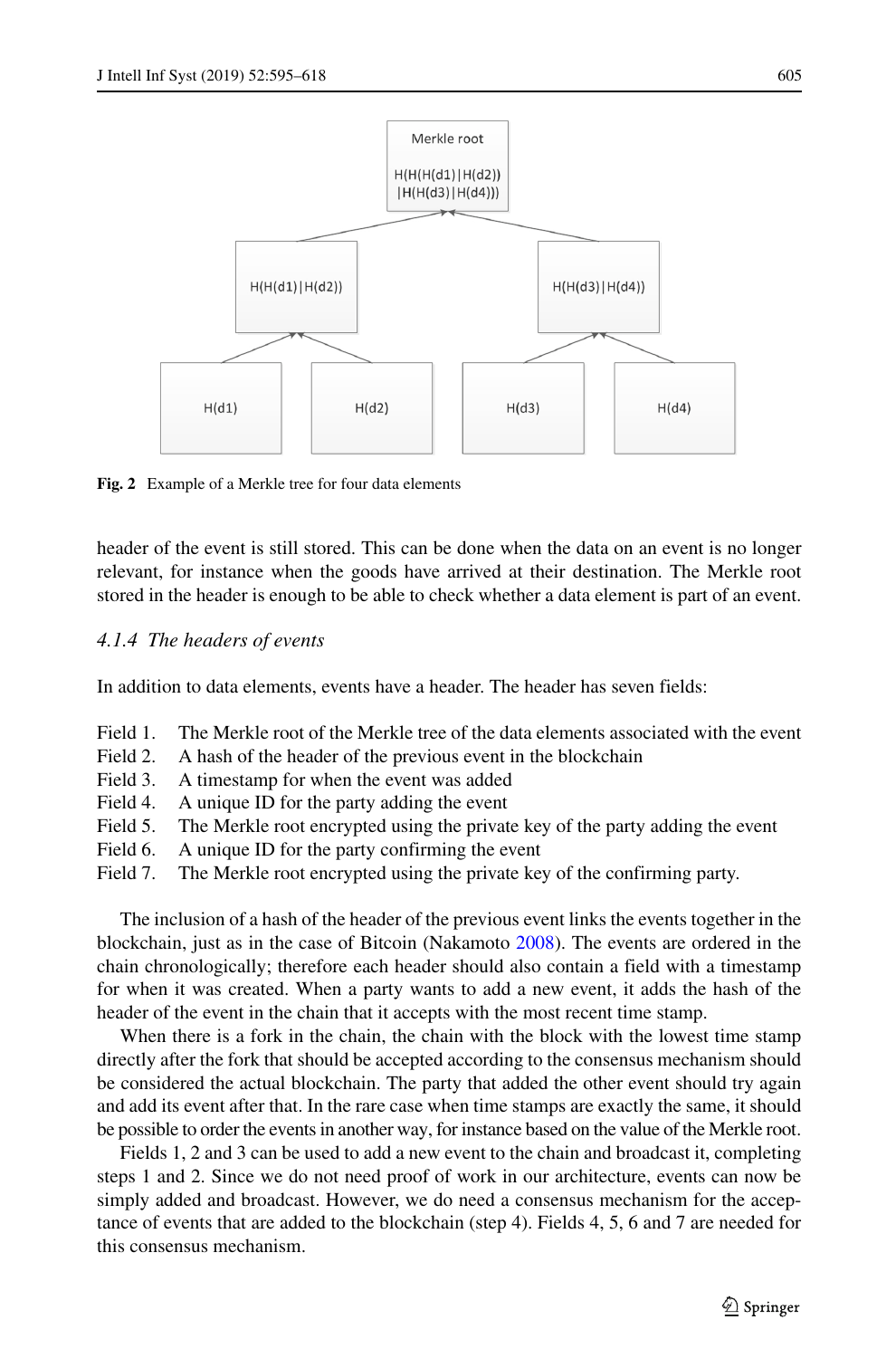Fig. 2 Example of a Merkle tree for four data elements

header of the event is still stored. This can be done when the data on an event is no longer relevant, for instance when the goods have arrived at their destination. The Merkle root stored in the header is enough to be able to check whether a data element is part of an event.

#### *4.1.4 The headers of events*

In addition to data elements, events have a header. The header has seven fields:

- Field 1. The Merkle root of the Merkle tree of the data elements associated with the event
- Field 2. A hash of the header of the previous event in the blockchain
- Field 3. A timestamp for when the event was added
- Field 4. A unique ID for the party adding the event
- Field 5. The Merkle root encrypted using the private key of the party adding the event
- Field 6. A unique ID for the party confirming the event
- Field 7. The Merkle root encrypted using the private key of the confirming party.

The inclusion of a hash of the header of the previous event links the events together in the blockchain, just as in the case of Bitcoin (Nakamoto 2008). The events are ordered in the chain chronologically; therefore each header should also contain a field with a timestamp for when it was created. When a party wants to add a new event, it adds the hash of the header of the event in the chain that it accepts with the most recent time stamp.

When there is a fork in the chain, the chain with the block with the lowest time stamp directly after the fork that should be accepted according to the consensus mechanism should be considered the actual blockchain. The party that added the other event should try again and add its event after that. In the rare case when time stamps are exactly the same, it should be possible to order the events in another way, for instance based on the value of the Merkle root.

Fields 1, 2 and 3 can be used to add a new event to the chain and broadcast it, completing steps 1 and 2. Since we do not need proof of work in our architecture, events can now be simply added and broadcast. However, we do need a consensus mechanism for the acceptance of events that are added to the blockchain (step 4). Fields 4, 5, 6 and 7 are needed for this consensus mechanism.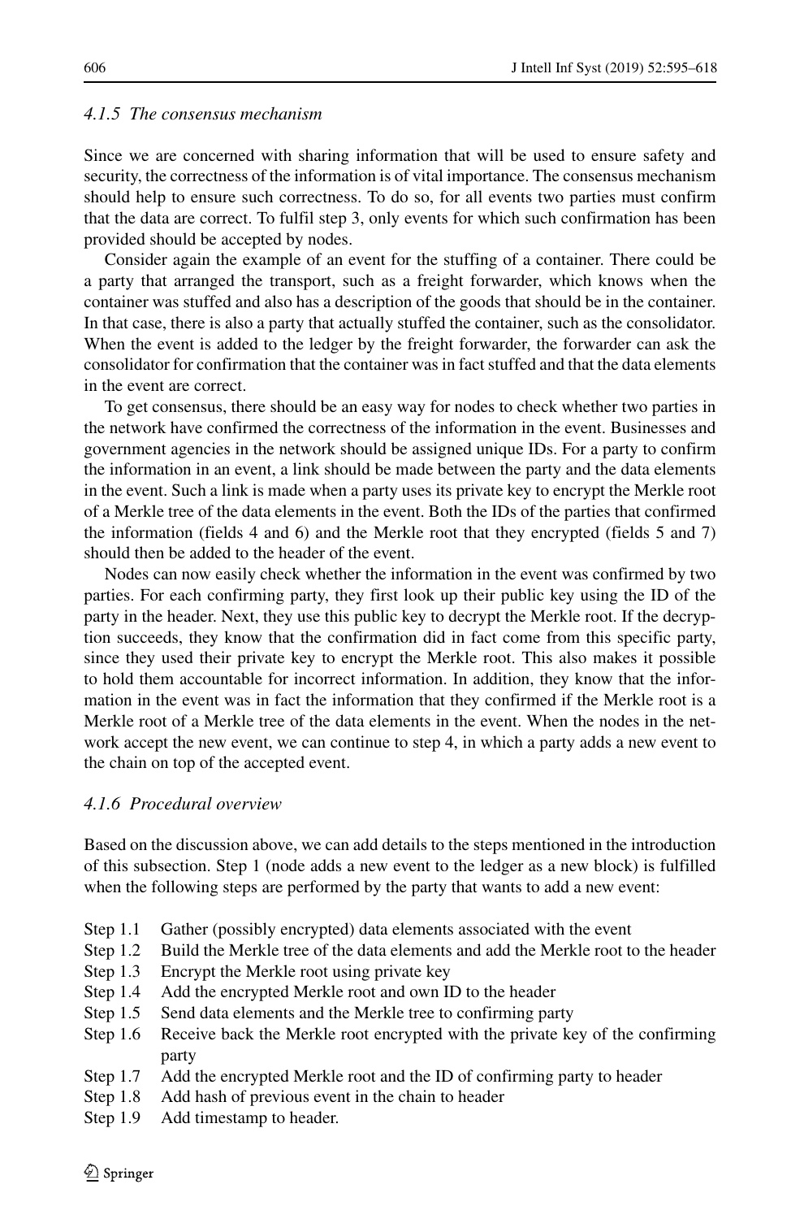#### 4.1.5 The consensus mechanism

Since we are concerned with sharing information that will be used to ensure safety and security, the correctness of the information is of vital importance. The consensus mechanism should help to ensure such correctness. To do so, for all events two parties must confirm that the data are correct. To fulfil step 3, only events for which such confirmation has been provided should be accepted by nodes.

Consider again the example of an event for the stuffing of a container. There could be a party that arranged the transport, such as a freight forwarder, which knows when the container was stuffed and also has a description of the goods that should be in the container. In that case, there is also a party that actually stuffed the container, such as the consolidator. When the event is added to the ledger by the freight forwarder, the forwarder can ask the consolidator for confirmation that the container was in fact stuffed and that the data elements in the event are correct.

To get consensus, there should be an easy way for nodes to check whether two parties in the network have confirmed the correctness of the information in the event. Businesses and government agencies in the network should be assigned unique IDs. For a party to confirm the information in an event, a link should be made between the party and the data elements in the event. Such a link is made when a party uses its private key to encrypt the Merkle root of a Merkle tree of the data elements in the event. Both the IDs of the parties that confirmed the information (fields 4 and 6) and the Merkle root that they encrypted (fields 5 and 7) should then be added to the header of the event.

Nodes can now easily check whether the information in the event was confirmed by two parties. For each confirming party, they first look up their public key using the ID of the party in the header. Next, they use this public key to decrypt the Merkle root. If the decryption succeeds, they know that the confirmation did in fact come from this specific party, since they used their private key to encrypt the Merkle root. This also makes it possible to hold them accountable for incorrect information. In addition, they know that the information in the event was in fact the information that they confirmed if the Merkle root is a Merkle root of a Merkle tree of the data elements in the event. When the nodes in the network accept the new event, we can continue to step 4, in which a party adds a new event to the chain on top of the accepted event.

#### 4.1.6 Procedural overview

Based on the discussion above, we can add details to the steps mentioned in the introduction of this subsection. Step 1 (node adds a new event to the ledger as a new block) is fulfilled when the following steps are performed by the party that wants to add a new event:

- Step 1.1 Gather (possibly encrypted) data elements associated with the event
- Step 1.2 Build the Merkle tree of the data elements and add the Merkle root to the header
- Step 1.3 Encrypt the Merkle root using private key
- Step 1.4 Add the encrypted Merkle root and own ID to the header
- Step 1.5 Send data elements and the Merkle tree to confirming party
- Step 1.6 Receive back the Merkle root encrypted with the private key of the confirming party
- Step 1.7 Add the encrypted Merkle root and the ID of confirming party to header
- Step 1.8 Add hash of previous event in the chain to header
- Step 1.9 Add timestamp to header.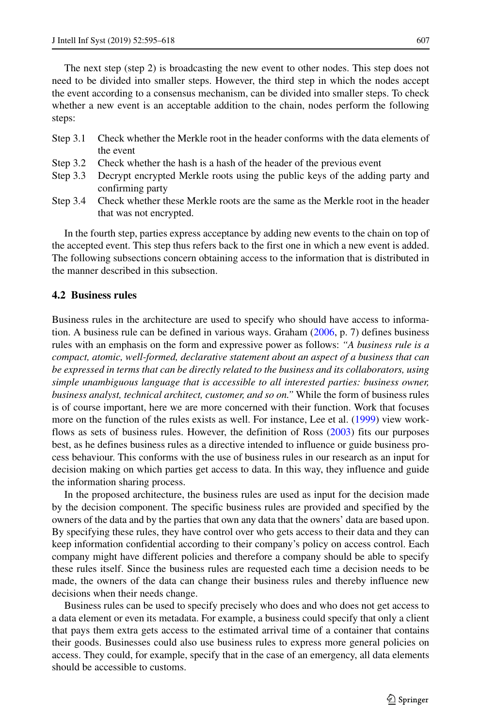The next step (step 2) is broadcasting the new event to other nodes. This step does not need to be divided into smaller steps. However, the third step in which the nodes accept the event according to a consensus mechanism, can be divided into smaller steps. To check whether a new event is an acceptable addition to the chain, nodes perform the following steps:

- Step 3.1 Check whether the Merkle root in the header conforms with the data elements of the event
- Step 3.2 Check whether the hash is a hash of the header of the previous event
- Step 3.3 Decrypt encrypted Merkle roots using the public keys of the adding party and confirming party
- Step 3.4 Check whether these Merkle roots are the same as the Merkle root in the header that was not encrypted.

In the fourth step, parties express acceptance by adding new events to the chain on top of the accepted event. This step thus refers back to the first one in which a new event is added. The following subsections concern obtaining access to the information that is distributed in the manner described in this subsection.

### 4.2 Business rules

Business rules in the architecture are used to specify who should have access to information. A business rule can be defined in various ways. Graham (2006, p. 7) defines business rules with an emphasis on the form and expressive power as follows: *"A business rule is a compact, atomic, well-formed, declarative statement about an aspect of a business that can be expressed in terms that can be directly related to the business and its collaborators, using simple unambiguous language that is accessible to all interested parties: business owner, business analyst, technical architect, customer, and so on."* While the form of business rules is of course important, here we are more concerned with their function. Work that focuses more on the function of the rules exists as well. For instance, Lee et al. (1999) view workflows as sets of business rules. However, the definition of Ross (2003) fits our purposes best, as he defines business rules as a directive intended to influence or guide business process behaviour. This conforms with the use of business rules in our research as an input for decision making on which parties get access to data. In this way, they influence and guide the information sharing process.

In the proposed architecture, the business rules are used as input for the decision made by the decision component. The specific business rules are provided and specified by the owners of the data and by the parties that own any data that the owners' data are based upon. By specifying these rules, they have control over who gets access to their data and they can keep information confidential according to their company's policy on access control. Each company might have different policies and therefore a company should be able to specify these rules itself. Since the business rules are requested each time a decision needs to be made, the owners of the data can change their business rules and thereby influence new decisions when their needs change.

Business rules can be used to specify precisely who does and who does not get access to a data element or even its metadata. For example, a business could specify that only a client that pays them extra gets access to the estimated arrival time of a container that contains their goods. Businesses could also use business rules to express more general policies on access. They could, for example, specify that in the case of an emergency, all data elements should be accessible to customs.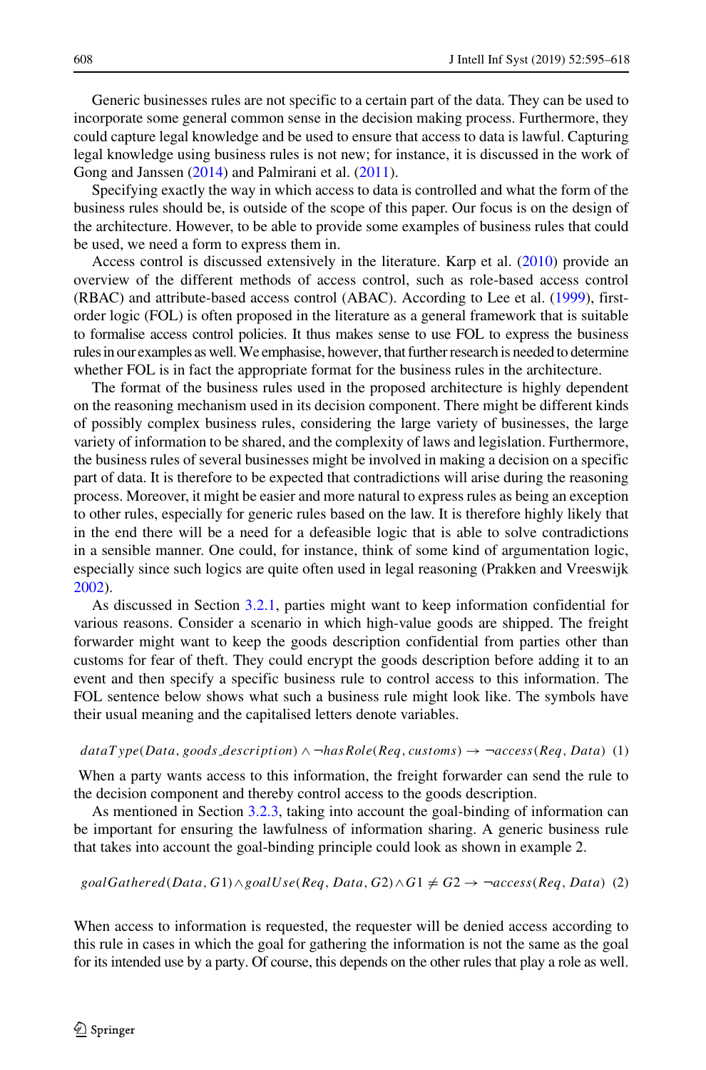Generic businesses rules are not specific to a certain part of the data. They can be used to incorporate some general common sense in the decision making process. Furthermore, they could capture legal knowledge and be used to ensure that access to data is lawful. Capturing legal knowledge using business rules is not new; for instance, it is discussed in the work of Gong and Janssen (2014) and Palmirani et al. (2011).

Specifying exactly the way in which access to data is controlled and what the form of the business rules should be, is outside of the scope of this paper. Our focus is on the design of the architecture. However, to be able to provide some examples of business rules that could be used, we need a form to express them in.

Access control is discussed extensively in the literature. Karp et al. (2010) provide an overview of the different methods of access control, such as role-based access control (RBAC) and attribute-based access control (ABAC). According to Lee et al. (1999), first-order logic (FOL) is often proposed in the literature as a general framework that is suitable to formalise access control policies. It thus makes sense to use FOL to express the business rules in our examples as well. We emphasise, however, that further research is needed to determine whether FOL is in fact the appropriate format for the business rules in the architecture.

The format of the business rules used in the proposed architecture is highly dependent on the reasoning mechanism used in its decision component. There might be different kinds of possibly complex business rules, considering the large variety of businesses, the large variety of information to be shared, and the complexity of laws and legislation. Furthermore, the business rules of several businesses might be involved in making a decision on a specific part of data. It is therefore to be expected that contradictions will arise during the reasoning process. Moreover, it might be easier and more natural to express rules as being an exception to other rules, especially for generic rules based on the law. It is therefore highly likely that in the end there will be a need for a defeasible logic that is able to solve contradictions in a sensible manner. One could, for instance, think of some kind of argumentation logic, especially since such logics are quite often used in legal reasoning (Prakken and Vreeswijk 2002).

As discussed in Section 3.2.1, parties might want to keep information confidential for various reasons. Consider a scenario in which high-value goods are shipped. The freight forwarder might want to keep the goods description confidential from parties other than customs for fear of theft. They could encrypt the goods description before adding it to an event and then specify a specific business rule to control access to this information. The FOL sentence below shows what such a business rule might look like. The symbols have their usual meaning and the capitalised letters denote variables.

$$dataType(Data, goods\_description) \wedge \neg hasRole(Req, customs) \rightarrow \neg access(Req, Data) \quad (1)$$

When a party wants access to this information, the freight forwarder can send the rule to the decision component and thereby control access to the goods description.

As mentioned in Section 3.2.3, taking into account the goal-binding of information can be important for ensuring the lawfulness of information sharing. A generic business rule that takes into account the goal-binding principle could look as shown in example 2.

$$goalGathered(Data, G1) \wedge goalUse(Req, Data, G2) \wedge G1 \neq G2 \rightarrow \neg access(Req, Data) \quad (2)$$

When access to information is requested, the requester will be denied access according to this rule in cases in which the goal for gathering the information is not the same as the goal for its intended use by a party. Of course, this depends on the other rules that play a role as well.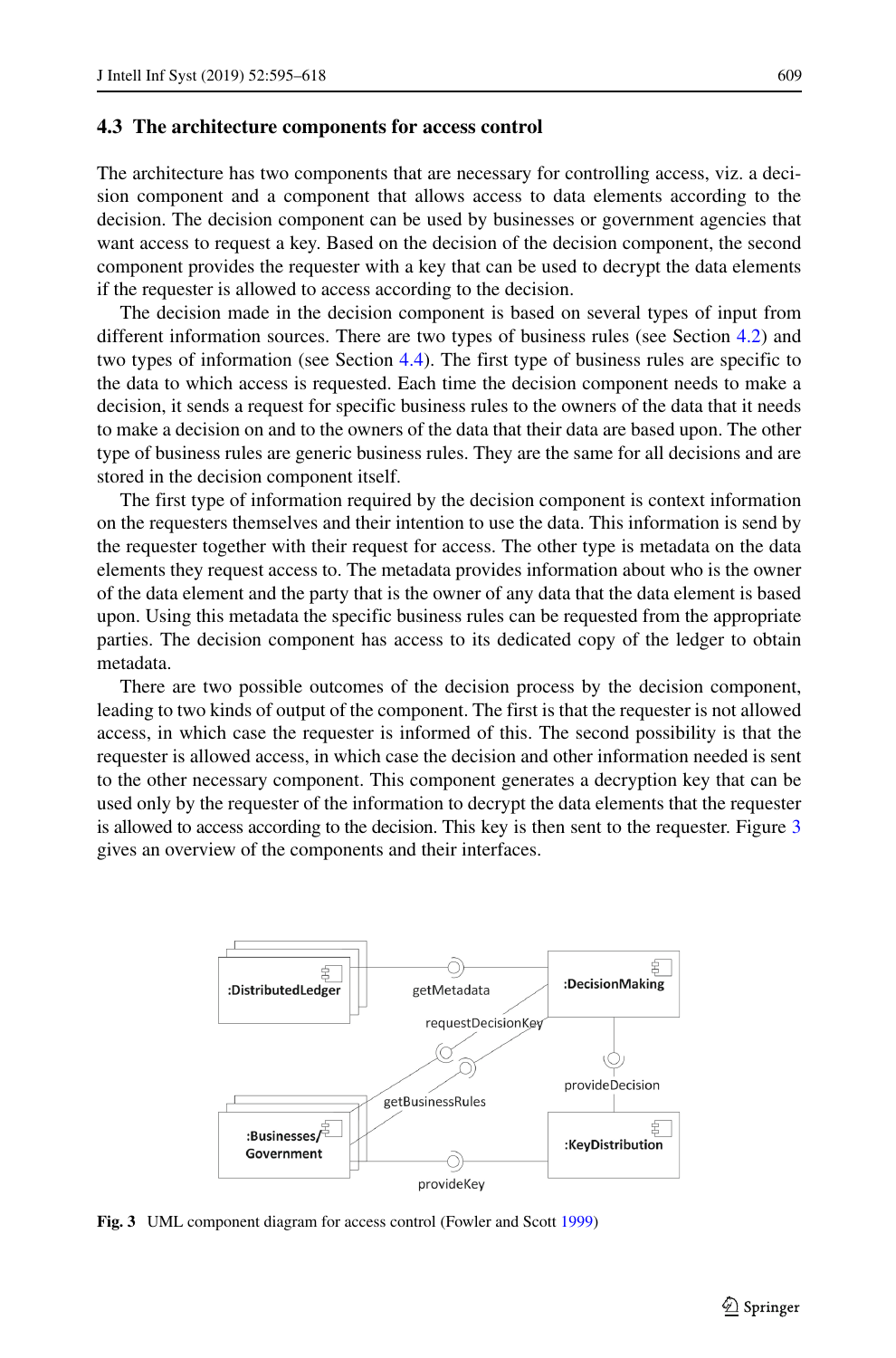### 4.3 The architecture components for access control

The architecture has two components that are necessary for controlling access, viz. a decision component and a component that allows access to data elements according to the decision. The decision component can be used by businesses or government agencies that want access to request a key. Based on the decision of the decision component, the second component provides the requester with a key that can be used to decrypt the data elements if the requester is allowed to access according to the decision.

The decision made in the decision component is based on several types of input from different information sources. There are two types of business rules (see Section 4.2) and two types of information (see Section 4.4). The first type of business rules are specific to the data to which access is requested. Each time the decision component needs to make a decision, it sends a request for specific business rules to the owners of the data that it needs to make a decision on and to the owners of the data that their data are based upon. The other type of business rules are generic business rules. They are the same for all decisions and are stored in the decision component itself.

The first type of information required by the decision component is context information on the requesters themselves and their intention to use the data. This information is send by the requester together with their request for access. The other type is metadata on the data elements they request access to. The metadata provides information about who is the owner of the data element and the party that is the owner of any data that the data element is based upon. Using this metadata the specific business rules can be requested from the appropriate parties. The decision component has access to its dedicated copy of the ledger to obtain metadata.

There are two possible outcomes of the decision process by the decision component, leading to two kinds of output of the component. The first is that the requester is not allowed access, in which case the requester is informed of this. The second possibility is that the requester is allowed access, in which case the decision and other information needed is sent to the other necessary component. This component generates a decryption key that can be used only by the requester of the information to decrypt the data elements that the requester is allowed to access according to the decision. This key is then sent to the requester. Figure 3 gives an overview of the components and their interfaces.

**Fig. 3** UML component diagram for access control (Fowler and Scott 1999)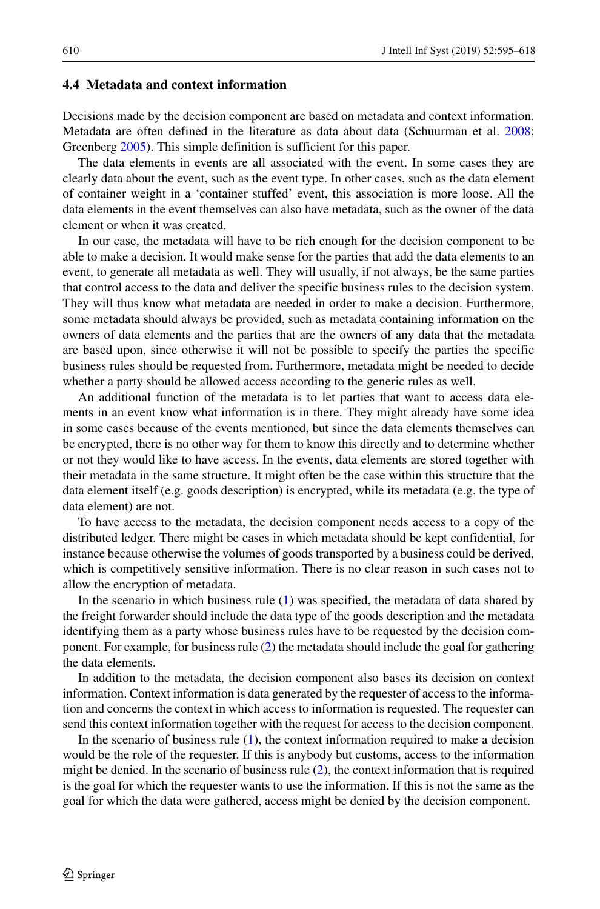### 4.4 Metadata and context information

Decisions made by the decision component are based on metadata and context information. Metadata are often defined in the literature as data about data (Schuurman et al. 2008; Greenberg 2005). This simple definition is sufficient for this paper.

The data elements in events are all associated with the event. In some cases they are clearly data about the event, such as the event type. In other cases, such as the data element of container weight in a 'container stuffed' event, this association is more loose. All the data elements in the event themselves can also have metadata, such as the owner of the data element or when it was created.

In our case, the metadata will have to be rich enough for the decision component to be able to make a decision. It would make sense for the parties that add the data elements to an event, to generate all metadata as well. They will usually, if not always, be the same parties that control access to the data and deliver the specific business rules to the decision system. They will thus know what metadata are needed in order to make a decision. Furthermore, some metadata should always be provided, such as metadata containing information on the owners of data elements and the parties that are the owners of any data that the metadata are based upon, since otherwise it will not be possible to specify the parties the specific business rules should be requested from. Furthermore, metadata might be needed to decide whether a party should be allowed access according to the generic rules as well.

An additional function of the metadata is to let parties that want to access data elements in an event know what information is in there. They might already have some idea in some cases because of the events mentioned, but since the data elements themselves can be encrypted, there is no other way for them to know this directly and to determine whether or not they would like to have access. In the events, data elements are stored together with their metadata in the same structure. It might often be the case within this structure that the data element itself (e.g. goods description) is encrypted, while its metadata (e.g. the type of data element) are not.

To have access to the metadata, the decision component needs access to a copy of the distributed ledger. There might be cases in which metadata should be kept confidential, for instance because otherwise the volumes of goods transported by a business could be derived, which is competitively sensitive information. There is no clear reason in such cases not to allow the encryption of metadata.

In the scenario in which business rule (1) was specified, the metadata of data shared by the freight forwarder should include the data type of the goods description and the metadata identifying them as a party whose business rules have to be requested by the decision component. For example, for business rule (2) the metadata should include the goal for gathering the data elements.

In addition to the metadata, the decision component also bases its decision on context information. Context information is data generated by the requester of access to the information and concerns the context in which access to information is requested. The requester can send this context information together with the request for access to the decision component.

In the scenario of business rule (1), the context information required to make a decision would be the role of the requester. If this is anybody but customs, access to the information might be denied. In the scenario of business rule (2), the context information that is required is the goal for which the requester wants to use the information. If this is not the same as the goal for which the data were gathered, access might be denied by the decision component.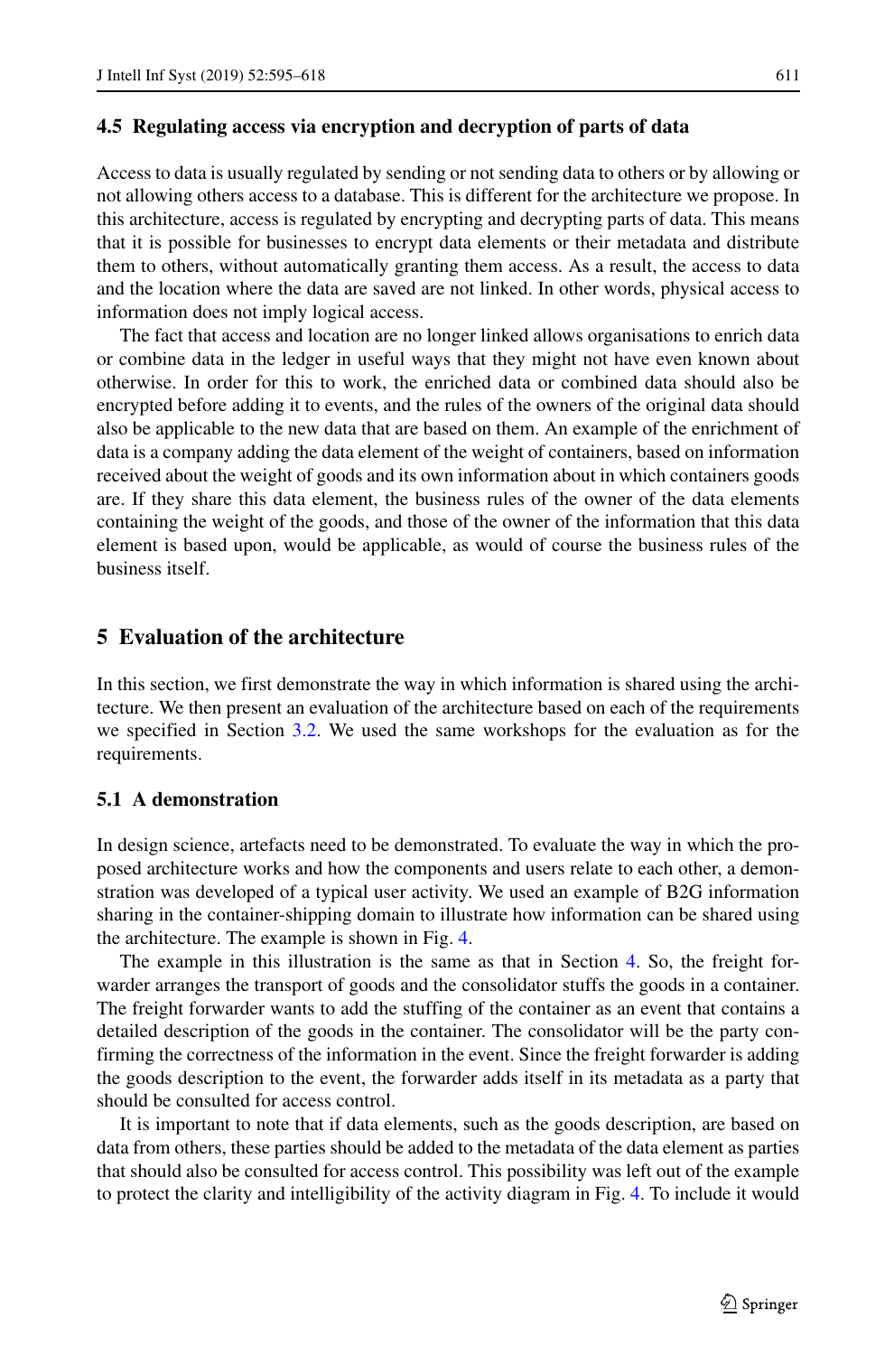### 4.5 Regulating access via encryption and decryption of parts of data

Access to data is usually regulated by sending or not sending data to others or by allowing or not allowing others access to a database. This is different for the architecture we propose. In this architecture, access is regulated by encrypting and decrypting parts of data. This means that it is possible for businesses to encrypt data elements or their metadata and distribute them to others, without automatically granting them access. As a result, the access to data and the location where the data are saved are not linked. In other words, physical access to information does not imply logical access.

The fact that access and location are no longer linked allows organisations to enrich data or combine data in the ledger in useful ways that they might not have even known about otherwise. In order for this to work, the enriched data or combined data should also be encrypted before adding it to events, and the rules of the owners of the original data should also be applicable to the new data that are based on them. An example of the enrichment of data is a company adding the data element of the weight of containers, based on information received about the weight of goods and its own information about in which containers goods are. If they share this data element, the business rules of the owner of the data elements containing the weight of the goods, and those of the owner of the information that this data element is based upon, would be applicable, as would of course the business rules of the business itself.

## 5 Evaluation of the architecture

In this section, we first demonstrate the way in which information is shared using the architecture. We then present an evaluation of the architecture based on each of the requirements we specified in Section 3.2. We used the same workshops for the evaluation as for the requirements.

### 5.1 A demonstration

In design science, artefacts need to be demonstrated. To evaluate the way in which the proposed architecture works and how the components and users relate to each other, a demonstration was developed of a typical user activity. We used an example of B2G information sharing in the container-shipping domain to illustrate how information can be shared using the architecture. The example is shown in Fig. 4.

The example in this illustration is the same as that in Section 4. So, the freight forwarder arranges the transport of goods and the consolidator stuffs the goods in a container. The freight forwarder wants to add the stuffing of the container as an event that contains a detailed description of the goods in the container. The consolidator will be the party confirming the correctness of the information in the event. Since the freight forwarder is adding the goods description to the event, the forwarder adds itself in its metadata as a party that should be consulted for access control.

It is important to note that if data elements, such as the goods description, are based on data from others, these parties should be added to the metadata of the data element as parties that should also be consulted for access control. This possibility was left out of the example to protect the clarity and intelligibility of the activity diagram in Fig. 4. To include it would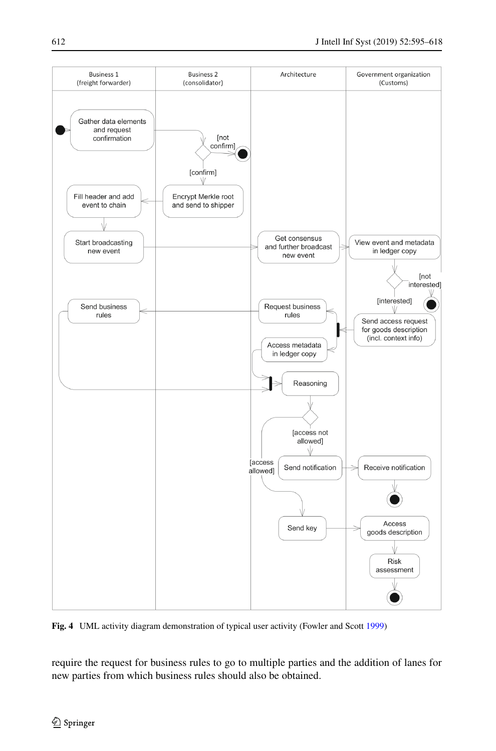Fig. 4 UML activity diagram demonstration of typical user activity (Fowler and Scott 1999)

require the request for business rules to go to multiple parties and the addition of lanes for new parties from which business rules should also be obtained.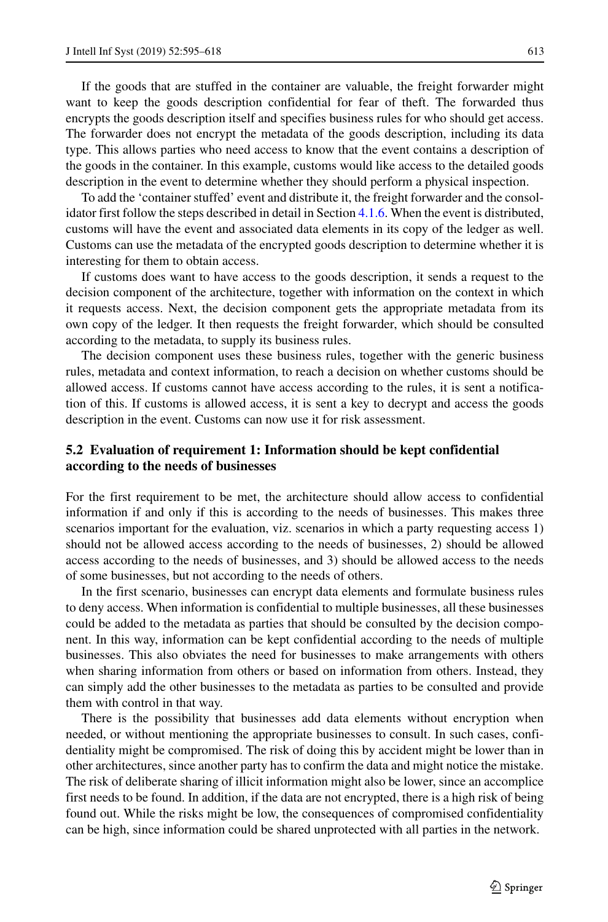If the goods that are stuffed in the container are valuable, the freight forwarder might want to keep the goods description confidential for fear of theft. The forwarded thus encrypts the goods description itself and specifies business rules for who should get access. The forwarder does not encrypt the metadata of the goods description, including its data type. This allows parties who need access to know that the event contains a description of the goods in the container. In this example, customs would like access to the detailed goods description in the event to determine whether they should perform a physical inspection.

To add the 'container stuffed' event and distribute it, the freight forwarder and the consolidator first follow the steps described in detail in Section 4.1.6. When the event is distributed, customs will have the event and associated data elements in its copy of the ledger as well. Customs can use the metadata of the encrypted goods description to determine whether it is interesting for them to obtain access.

If customs does want to have access to the goods description, it sends a request to the decision component of the architecture, together with information on the context in which it requests access. Next, the decision component gets the appropriate metadata from its own copy of the ledger. It then requests the freight forwarder, which should be consulted according to the metadata, to supply its business rules.

The decision component uses these business rules, together with the generic business rules, metadata and context information, to reach a decision on whether customs should be allowed access. If customs cannot have access according to the rules, it is sent a notification of this. If customs is allowed access, it is sent a key to decrypt and access the goods description in the event. Customs can now use it for risk assessment.

## 5.2 Evaluation of requirement 1: Information should be kept confidential according to the needs of businesses

For the first requirement to be met, the architecture should allow access to confidential information if and only if this is according to the needs of businesses. This makes three scenarios important for the evaluation, viz. scenarios in which a party requesting access 1) should not be allowed access according to the needs of businesses, 2) should be allowed access according to the needs of businesses, and 3) should be allowed access to the needs of some businesses, but not according to the needs of others.

In the first scenario, businesses can encrypt data elements and formulate business rules to deny access. When information is confidential to multiple businesses, all these businesses could be added to the metadata as parties that should be consulted by the decision component. In this way, information can be kept confidential according to the needs of multiple businesses. This also obviates the need for businesses to make arrangements with others when sharing information from others or based on information from others. Instead, they can simply add the other businesses to the metadata as parties to be consulted and provide them with control in that way.

There is the possibility that businesses add data elements without encryption when needed, or without mentioning the appropriate businesses to consult. In such cases, confidentiality might be compromised. The risk of doing this by accident might be lower than in other architectures, since another party has to confirm the data and might notice the mistake. The risk of deliberate sharing of illicit information might also be lower, since an accomplice first needs to be found. In addition, if the data are not encrypted, there is a high risk of being found out. While the risks might be low, the consequences of compromised confidentiality can be high, since information could be shared unprotected with all parties in the network.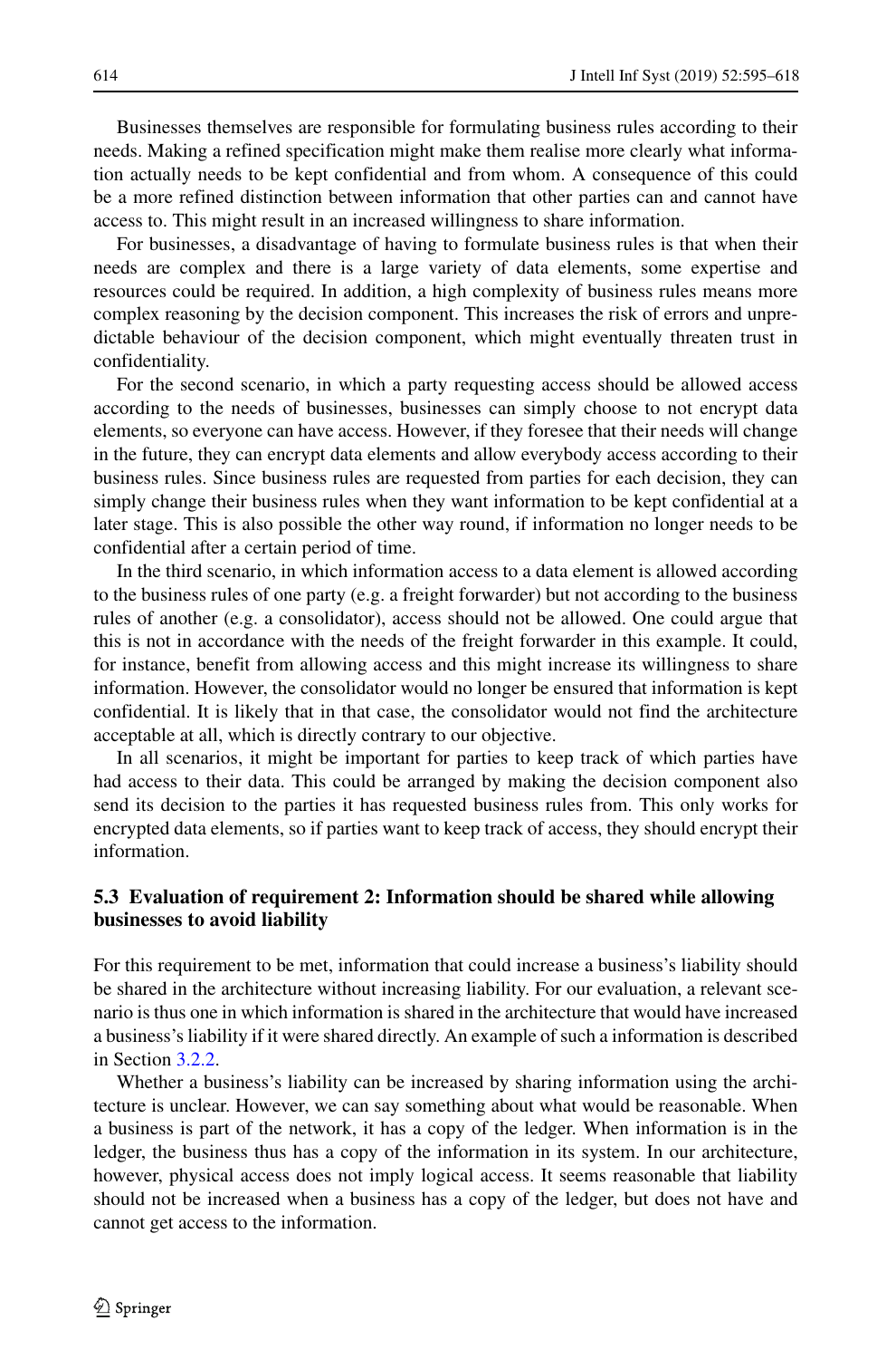Businesses themselves are responsible for formulating business rules according to their needs. Making a refined specification might make them realise more clearly what information actually needs to be kept confidential and from whom. A consequence of this could be a more refined distinction between information that other parties can and cannot have access to. This might result in an increased willingness to share information.

For businesses, a disadvantage of having to formulate business rules is that when their needs are complex and there is a large variety of data elements, some expertise and resources could be required. In addition, a high complexity of business rules means more complex reasoning by the decision component. This increases the risk of errors and unpredictable behaviour of the decision component, which might eventually threaten trust in confidentiality.

For the second scenario, in which a party requesting access should be allowed access according to the needs of businesses, businesses can simply choose to not encrypt data elements, so everyone can have access. However, if they foresee that their needs will change in the future, they can encrypt data elements and allow everybody access according to their business rules. Since business rules are requested from parties for each decision, they can simply change their business rules when they want information to be kept confidential at a later stage. This is also possible the other way round, if information no longer needs to be confidential after a certain period of time.

In the third scenario, in which information access to a data element is allowed according to the business rules of one party (e.g. a freight forwarder) but not according to the business rules of another (e.g. a consolidator), access should not be allowed. One could argue that this is not in accordance with the needs of the freight forwarder in this example. It could, for instance, benefit from allowing access and this might increase its willingness to share information. However, the consolidator would no longer be ensured that information is kept confidential. It is likely that in that case, the consolidator would not find the architecture acceptable at all, which is directly contrary to our objective.

In all scenarios, it might be important for parties to keep track of which parties have had access to their data. This could be arranged by making the decision component also send its decision to the parties it has requested business rules from. This only works for encrypted data elements, so if parties want to keep track of access, they should encrypt their information.

### 5.3 Evaluation of requirement 2: Information should be shared while allowing businesses to avoid liability

For this requirement to be met, information that could increase a business's liability should be shared in the architecture without increasing liability. For our evaluation, a relevant scenario is thus one in which information is shared in the architecture that would have increased a business's liability if it were shared directly. An example of such a information is described in Section 3.2.2.

Whether a business's liability can be increased by sharing information using the architecture is unclear. However, we can say something about what would be reasonable. When a business is part of the network, it has a copy of the ledger. When information is in the ledger, the business thus has a copy of the information in its system. In our architecture, however, physical access does not imply logical access. It seems reasonable that liability should not be increased when a business has a copy of the ledger, but does not have and cannot get access to the information.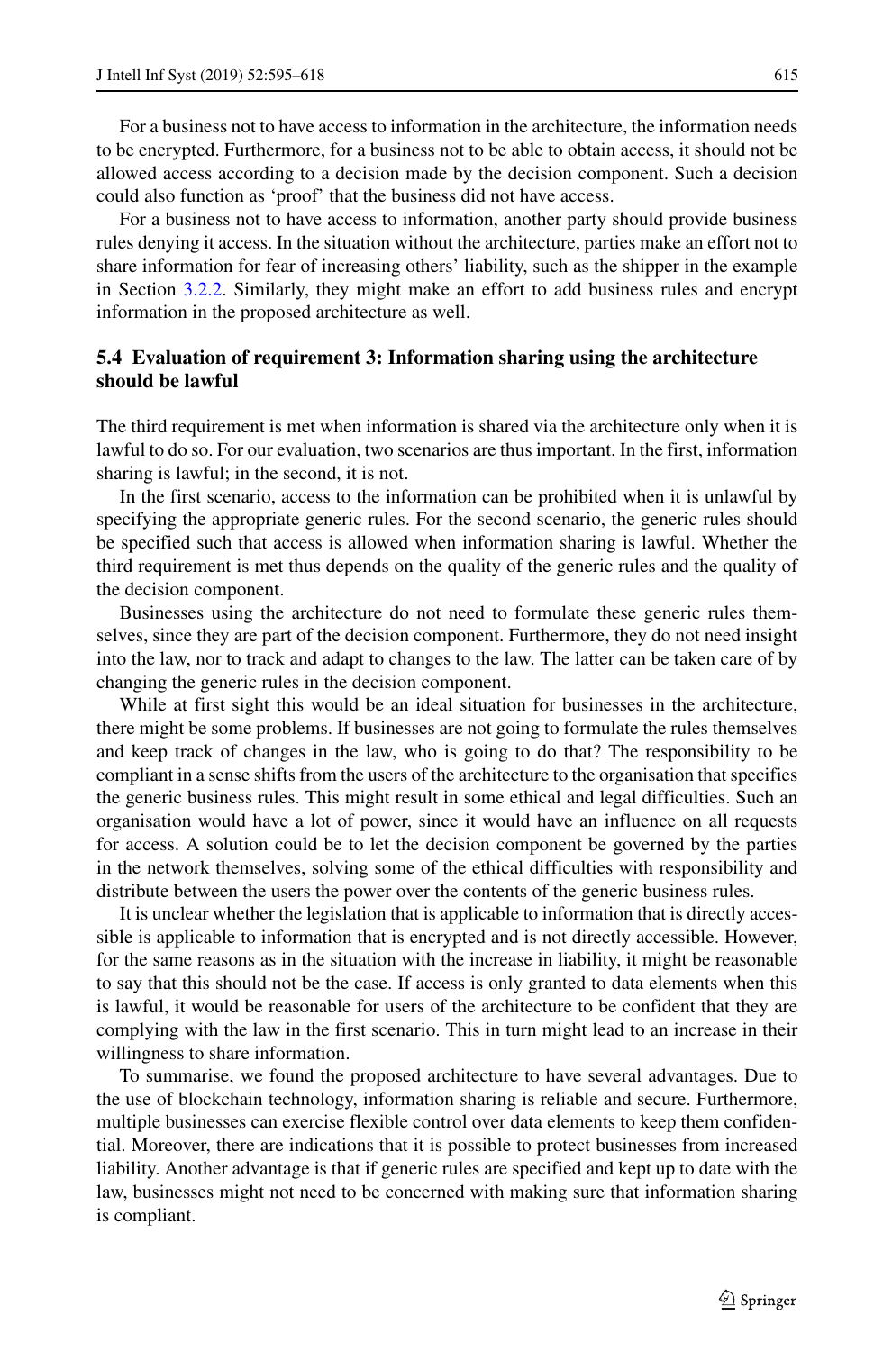For a business not to have access to information in the architecture, the information needs to be encrypted. Furthermore, for a business not to be able to obtain access, it should not be allowed access according to a decision made by the decision component. Such a decision could also function as 'proof' that the business did not have access.

For a business not to have access to information, another party should provide business rules denying it access. In the situation without the architecture, parties make an effort not to share information for fear of increasing others' liability, such as the shipper in the example in Section 3.2.2. Similarly, they might make an effort to add business rules and encrypt information in the proposed architecture as well.

### 5.4 Evaluation of requirement 3: Information sharing using the architecture should be lawful

The third requirement is met when information is shared via the architecture only when it is lawful to do so. For our evaluation, two scenarios are thus important. In the first, information sharing is lawful; in the second, it is not.

In the first scenario, access to the information can be prohibited when it is unlawful by specifying the appropriate generic rules. For the second scenario, the generic rules should be specified such that access is allowed when information sharing is lawful. Whether the third requirement is met thus depends on the quality of the generic rules and the quality of the decision component.

Businesses using the architecture do not need to formulate these generic rules themselves, since they are part of the decision component. Furthermore, they do not need insight into the law, nor to track and adapt to changes to the law. The latter can be taken care of by changing the generic rules in the decision component.

While at first sight this would be an ideal situation for businesses in the architecture, there might be some problems. If businesses are not going to formulate the rules themselves and keep track of changes in the law, who is going to do that? The responsibility to be compliant in a sense shifts from the users of the architecture to the organisation that specifies the generic business rules. This might result in some ethical and legal difficulties. Such an organisation would have a lot of power, since it would have an influence on all requests for access. A solution could be to let the decision component be governed by the parties in the network themselves, solving some of the ethical difficulties with responsibility and distribute between the users the power over the contents of the generic business rules.

It is unclear whether the legislation that is applicable to information that is directly accessible is applicable to information that is encrypted and is not directly accessible. However, for the same reasons as in the situation with the increase in liability, it might be reasonable to say that this should not be the case. If access is only granted to data elements when this is lawful, it would be reasonable for users of the architecture to be confident that they are complying with the law in the first scenario. This in turn might lead to an increase in their willingness to share information.

To summarise, we found the proposed architecture to have several advantages. Due to the use of blockchain technology, information sharing is reliable and secure. Furthermore, multiple businesses can exercise flexible control over data elements to keep them confidential. Moreover, there are indications that it is possible to protect businesses from increased liability. Another advantage is that if generic rules are specified and kept up to date with the law, businesses might not need to be concerned with making sure that information sharing is compliant.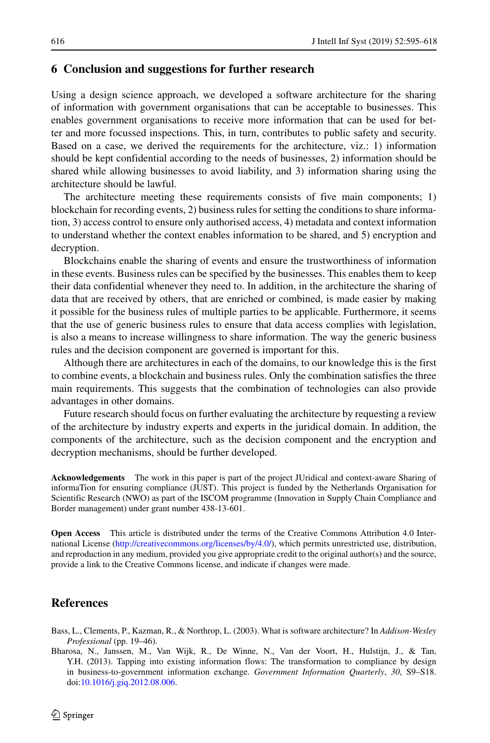## 6 Conclusion and suggestions for further research

Using a design science approach, we developed a software architecture for the sharing of information with government organisations that can be acceptable to businesses. This enables government organisations to receive more information that can be used for better and more focussed inspections. This, in turn, contributes to public safety and security. Based on a case, we derived the requirements for the architecture, viz.: 1) information should be kept confidential according to the needs of businesses, 2) information should be shared while allowing businesses to avoid liability, and 3) information sharing using the architecture should be lawful.

The architecture meeting these requirements consists of five main components; 1) blockchain for recording events, 2) business rules for setting the conditions to share information, 3) access control to ensure only authorised access, 4) metadata and context information to understand whether the context enables information to be shared, and 5) encryption and decryption.

Blockchains enable the sharing of events and ensure the trustworthiness of information in these events. Business rules can be specified by the businesses. This enables them to keep their data confidential whenever they need to. In addition, in the architecture the sharing of data that are received by others, that are enriched or combined, is made easier by making it possible for the business rules of multiple parties to be applicable. Furthermore, it seems that the use of generic business rules to ensure that data access complies with legislation, is also a means to increase willingness to share information. The way the generic business rules and the decision component are governed is important for this.

Although there are architectures in each of the domains, to our knowledge this is the first to combine events, a blockchain and business rules. Only the combination satisfies the three main requirements. This suggests that the combination of technologies can also provide advantages in other domains.

Future research should focus on further evaluating the architecture by requesting a review of the architecture by industry experts and experts in the juridical domain. In addition, the components of the architecture, such as the decision component and the encryption and decryption mechanisms, should be further developed.

**Acknowledgements** The work in this paper is part of the project JUridical and context-aware Sharing of informaTion for ensuring compliance (JUST). This project is funded by the Netherlands Organisation for Scientific Research (NWO) as part of the ISCOM programme (Innovation in Supply Chain Compliance and Border management) under grant number 438-13-601.

**Open Access** This article is distributed under the terms of the Creative Commons Attribution 4.0 International License (http://creativecommons.org/licenses/by/4.0/), which permits unrestricted use, distribution, and reproduction in any medium, provided you give appropriate credit to the original author(s) and the source, provide a link to the Creative Commons license, and indicate if changes were made.

## References

Bass, L., Clements, P., Kazman, R., & Northrop, L. (2003). What is software architecture? In *Addison-Wesley Professional* (pp. 19–46).

Bharosa, N., Janssen, M., Van Wijk, R., De Winne, N., Van der Voort, H., Hulstijn, J., & Tan, Y.H. (2013). Tapping into existing information flows: The transformation to compliance by design in business-to-government information exchange. *Government Information Quarterly*, *30*, S9–S18. doi:10.1016/j.giq.2012.08.006.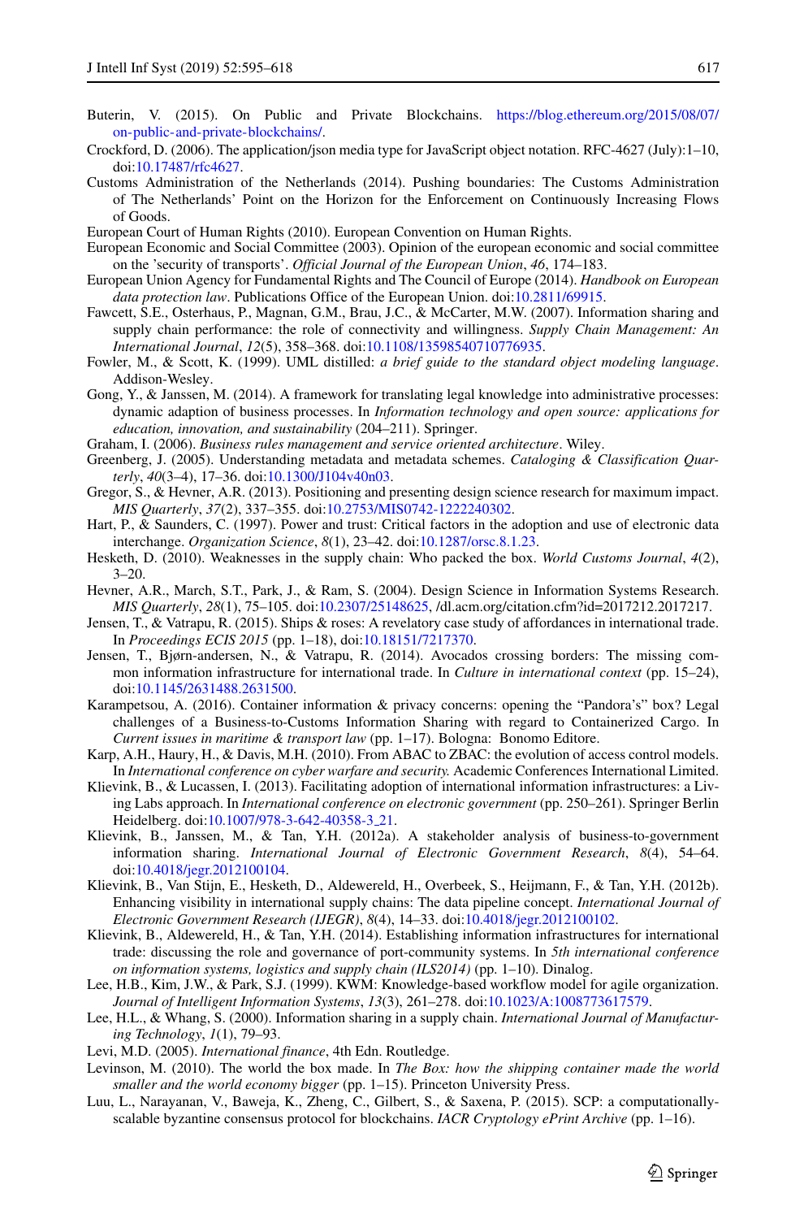Buterin, V. (2015). On Public and Private Blockchains. https://blog.ethereum.org/2015/08/07/on-public-and-private-blockchains/.

Crockford, D. (2006). The application/json media type for JavaScript object notation. RFC-4627 (July):1–10, doi:10.17487/rfc4627.

Customs Administration of the Netherlands (2014). Pushing boundaries: The Customs Administration of The Netherlands' Point on the Horizon for the Enforcement on Continuously Increasing Flows of Goods.

European Court of Human Rights (2010). European Convention on Human Rights.

European Economic and Social Committee (2003). Opinion of the european economic and social committee on the 'security of transports'. *Official Journal of the European Union*, *46*, 174–183.

European Union Agency for Fundamental Rights and The Council of Europe (2014). *Handbook on European data protection law*. Publications Office of the European Union. doi:10.2811/69915.

Fawcett, S.E., Osterhaus, P., Magnan, G.M., Brau, J.C., & McCarter, M.W. (2007). Information sharing and supply chain performance: the role of connectivity and willingness. *Supply Chain Management: An International Journal*, *12*(5), 358–368. doi:10.1108/13598540710776935.

Fowler, M., & Scott, K. (1999). UML distilled: *a brief guide to the standard object modeling language*. Addison-Wesley.

Gong, Y., & Janssen, M. (2014). A framework for translating legal knowledge into administrative processes: dynamic adaption of business processes. In *Information technology and open source: applications for education, innovation, and sustainability* (204–211). Springer.

Graham, I. (2006). *Business rules management and service oriented architecture*. Wiley.

Greenberg, J. (2005). Understanding metadata and metadata schemes. *Cataloging & Classification Quarterly*, *40*(3–4), 17–36. doi:10.1300/J104v40n03.

Gregor, S., & Hevner, A.R. (2013). Positioning and presenting design science research for maximum impact. *MIS Quarterly*, *37*(2), 337–355. doi:10.2753/MIS0742-1222240302.

Hart, P., & Saunders, C. (1997). Power and trust: Critical factors in the adoption and use of electronic data interchange. *Organization Science*, *8*(1), 23–42. doi:10.1287/orsc.8.1.23.

Hesketh, D. (2010). Weaknesses in the supply chain: Who packed the box. *World Customs Journal*, *4*(2), 3–20.

Hevner, A.R., March, S.T., Park, J., & Ram, S. (2004). Design Science in Information Systems Research. *MIS Quarterly*, *28*(1), 75–105. doi:10.2307/25148625, /dl.acm.org/citation.cfm?id=2017212.2017217.

Jensen, T., & Vatrapu, R. (2015). Ships & roses: A revelatory case study of affordances in international trade. In *Proceedings ECIS 2015* (pp. 1–18), doi:10.18151/7217370.

Jensen, T., Bjørn-andersen, N., & Vatrapu, R. (2014). Avocados crossing borders: The missing common information infrastructure for international trade. In *Culture in international context* (pp. 15–24), doi:10.1145/2631488.2631500.

Karampetsou, A. (2016). Container information & privacy concerns: opening the "Pandora's" box? Legal challenges of a Business-to-Customs Information Sharing with regard to Containerized Cargo. In *Current issues in maritime & transport law* (pp. 1–17). Bologna: Bonomo Editore.

Karp, A.H., Haury, H., & Davis, M.H. (2010). From ABAC to ZBAC: the evolution of access control models. In *International conference on cyber warfare and security.* Academic Conferences International Limited.

Klievink, B., & Lucassen, I. (2013). Facilitating adoption of international information infrastructures: a Living Labs approach. In *International conference on electronic government* (pp. 250–261). Springer Berlin Heidelberg. doi:10.1007/978-3-642-40358-3_21.

Klievink, B., Janssen, M., & Tan, Y.H. (2012a). A stakeholder analysis of business-to-government information sharing. *International Journal of Electronic Government Research*, *8*(4), 54–64. doi:10.4018/jegr.2012100104.

Klievink, B., Van Stijn, E., Hesketh, D., Aldewereld, H., Overbeek, S., Heijmann, F., & Tan, Y.H. (2012b). Enhancing visibility in international supply chains: The data pipeline concept. *International Journal of Electronic Government Research (IJEGR)*, *8*(4), 14–33. doi:10.4018/jegr.2012100102.

Klievink, B., Aldewereld, H., & Tan, Y.H. (2014). Establishing information infrastructures for international trade: discussing the role and governance of port-community systems. In *5th international conference on information systems, logistics and supply chain (ILS2014)* (pp. 1–10). Dinalog.

Lee, H.B., Kim, J.W., & Park, S.J. (1999). KWM: Knowledge-based workflow model for agile organization. *Journal of Intelligent Information Systems*, *13*(3), 261–278. doi:10.1023/A:1008773617579.

Lee, H.L., & Whang, S. (2000). Information sharing in a supply chain. *International Journal of Manufacturing Technology*, *1*(1), 79–93.

Levi, M.D. (2005). *International finance*, 4th Edn. Routledge.

Levinson, M. (2010). The world the box made. In *The Box: how the shipping container made the world smaller and the world economy bigger* (pp. 1–15). Princeton University Press.

Luu, L., Narayanan, V., Baweja, K., Zheng, C., Gilbert, S., & Saxena, P. (2015). SCP: a computationally-scalable byzantine consensus protocol for blockchains. *IACR Cryptology ePrint Archive* (pp. 1–16).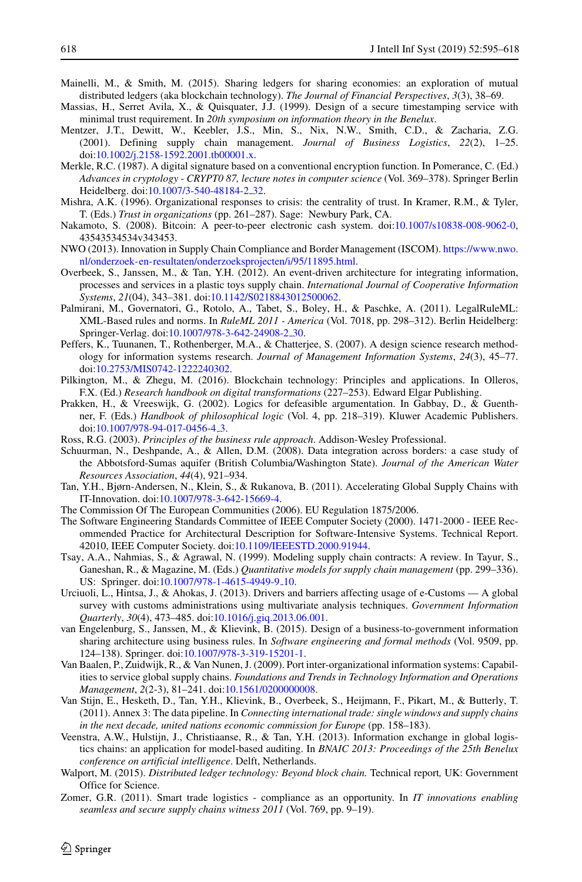Mainelli, M., & Smith, M. (2015). Sharing ledgers for sharing economies: an exploration of mutual distributed ledgers (aka blockchain technology). *The Journal of Financial Perspectives*, *3*(3), 38–69.

Massias, H., Serret Avila, X., & Quisquater, J.J. (1999). Design of a secure timestamping service with minimal trust requirement. In *20th symposium on information theory in the Benelux*.

Mentzer, J.T., Dewitt, W., Keebler, J.S., Min, S., Nix, N.W., Smith, C.D., & Zacharia, Z.G. (2001). Defining supply chain management. *Journal of Business Logistics*, *22*(2), 1–25. doi:10.1002/j.2158-1592.2001.tb00001.x.

Merkle, R.C. (1987). A digital signature based on a conventional encryption function. In Pomerance, C. (Ed.) *Advances in cryptology - CRYPT0 87, lecture notes in computer science* (Vol. 369–378). Springer Berlin Heidelberg. doi:10.1007/3-540-48184-2_32.

Mishra, A.K. (1996). Organizational responses to crisis: the centrality of trust. In Kramer, R.M., & Tyler, T. (Eds.) *Trust in organizations* (pp. 261–287). Sage: Newbury Park, CA.

Nakamoto, S. (2008). Bitcoin: A peer-to-peer electronic cash system. doi:10.1007/s10838-008-9062-0, 43543534534v343453.

NWO (2013). Innovation in Supply Chain Compliance and Border Management (ISCOM). https://www.nwo.nl/onderzoek-en-resultaten/onderzoeksprojecten/i/95/11895.html.

Overbeek, S., Janssen, M., & Tan, Y.H. (2012). An event-driven architecture for integrating information, processes and services in a plastic toys supply chain. *International Journal of Cooperative Information Systems*, *21*(04), 343–381. doi:10.1142/S0218843012500062.

Palmirani, M., Governatori, G., Rotolo, A., Tabet, S., Boley, H., & Paschke, A. (2011). LegalRuleML: XML-Based rules and norms. In *RuleML 2011 - America* (Vol. 7018, pp. 298–312). Berlin Heidelberg: Springer-Verlag. doi:10.1007/978-3-642-24908-2_30.

Peffers, K., Tuunanen, T., Rothenberger, M.A., & Chatterjee, S. (2007). A design science research methodology for information systems research. *Journal of Management Information Systems*, *24*(3), 45–77. doi:10.2753/MIS0742-1222240302.

Pilkington, M., & Zhegu, M. (2016). Blockchain technology: Principles and applications. In Olleros, F.X. (Ed.) *Research handbook on digital transformations* (227–253). Edward Elgar Publishing.

Prakken, H., & Vreeswijk, G. (2002). Logics for defeasible argumentation. In Gabbay, D., & Guenthner, F. (Eds.) *Handbook of philosophical logic* (Vol. 4, pp. 218–319). Kluwer Academic Publishers. doi:10.1007/978-94-017-0456-4_3.

Ross, R.G. (2003). *Principles of the business rule approach*. Addison-Wesley Professional.

Schuurman, N., Deshpande, A., & Allen, D.M. (2008). Data integration across borders: a case study of the Abbotsford-Sumas aquifer (British Columbia/Washington State). *Journal of the American Water Resources Association*, *44*(4), 921–934.

Tan, Y.H., Bjørn-Andersen, N., Klein, S., & Rukanova, B. (2011). Accelerating Global Supply Chains with IT-Innovation. doi:10.1007/978-3-642-15669-4.

The Commission Of The European Communities (2006). EU Regulation 1875/2006.

The Software Engineering Standards Committee of IEEE Computer Society (2000). 1471-2000 - IEEE Recommended Practice for Architectural Description for Software-Intensive Systems. Technical Report. 42010, IEEE Computer Society. doi:10.1109/IEEESTD.2000.91944.

Tsay, A.A., Nahmias, S., & Agrawal, N. (1999). Modeling supply chain contracts: A review. In Tayur, S., Ganeshan, R., & Magazine, M. (Eds.) *Quantitative models for supply chain management* (pp. 299–336). US: Springer. doi:10.1007/978-1-4615-4949-9_10.

Urciuoli, L., Hintsa, J., & Ahokas, J. (2013). Drivers and barriers affecting usage of e-Customs — A global survey with customs administrations using multivariate analysis techniques. *Government Information Quarterly*, *30*(4), 473–485. doi:10.1016/j.giq.2013.06.001.

van Engelenburg, S., Janssen, M., & Klievink, B. (2015). Design of a business-to-government information sharing architecture using business rules. In *Software engineering and formal methods* (Vol. 9509, pp. 124–138). Springer. doi:10.1007/978-3-319-15201-1.

Van Baalen, P., Zuidwijk, R., & Van Nunen, J. (2009). Port inter-organizational information systems: Capabilities to service global supply chains. *Foundations and Trends in Technology Information and Operations Management*, *2*(2-3), 81–241. doi:10.1561/0200000008.

Van Stijn, E., Hesketh, D., Tan, Y.H., Klievink, B., Overbeek, S., Heijmann, F., Pikart, M., & Butterly, T. (2011). Annex 3: The data pipeline. In *Connecting international trade: single windows and supply chains in the next decade, united nations economic commission for Europe* (pp. 158–183).

Veenstra, A.W., Hulstijn, J., Christiaanse, R., & Tan, Y.H. (2013). Information exchange in global logistics chains: an application for model-based auditing. In *BNAIC 2013: Proceedings of the 25th Benelux conference on artificial intelligence*. Delft, Netherlands.

Walport, M. (2015). *Distributed ledger technology: Beyond block chain.* Technical report, UK: Government Office for Science.

Zomer, G.R. (2011). Smart trade logistics - compliance as an opportunity. In *IT innovations enabling seamless and secure supply chains witness 2011* (Vol. 769, pp. 9–19).